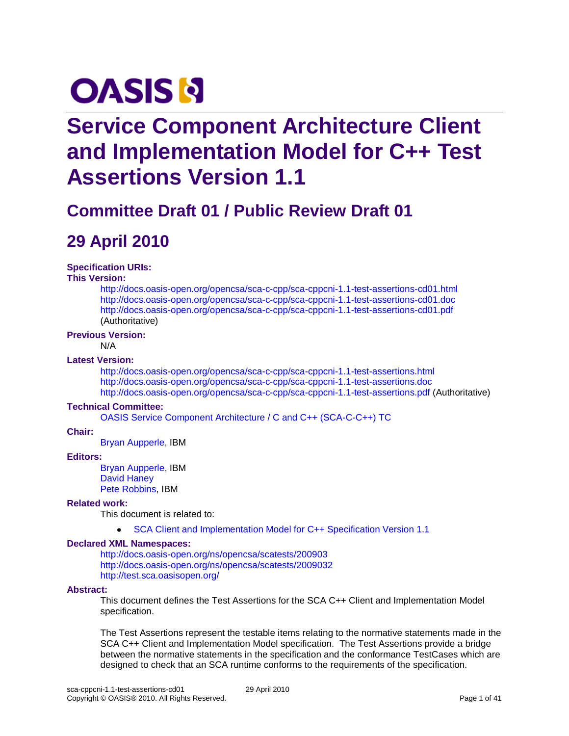# Service Component Architecture Client and Implementation Model for C++ Test Assertions Version 1.1

## Committee Draft 01 / Public Review Draft 01

## 29 April 2010

**Specification URIs:**

**This Version:**

http://docs.oasis-open.org/opencsa/sca-c-cpp/sca-cppcni-1.1-test-assertions-cd01.html
http://docs.oasis-open.org/opencsa/sca-c-cpp/sca-cppcni-1.1-test-assertions-cd01.doc
http://docs.oasis-open.org/opencsa/sca-c-cpp/sca-cppcni-1.1-test-assertions-cd01.pdf (Authoritative)

**Previous Version:**

N/A

**Latest Version:**

http://docs.oasis-open.org/opencsa/sca-c-cpp/sca-cppcni-1.1-test-assertions.html
http://docs.oasis-open.org/opencsa/sca-c-cpp/sca-cppcni-1.1-test-assertions.doc
http://docs.oasis-open.org/opencsa/sca-c-cpp/sca-cppcni-1.1-test-assertions.pdf (Authoritative)

**Technical Committee:**

OASIS Service Component Architecture / C and C++ (SCA-C-C++) TC

**Chair:**

Bryan Aupperle, IBM

**Editors:**

Bryan Aupperle, IBM
David Haney
Pete Robbins, IBM

**Related work:**

This document is related to:

- SCA Client and Implementation Model for C++ Specification Version 1.1

**Declared XML Namespaces:**

http://docs.oasis-open.org/ns/opencsa/scatests/200903
http://docs.oasis-open.org/ns/opencsa/scatests/2009032
http://test.sca.oasisopen.org/

**Abstract:**

This document defines the Test Assertions for the SCA C++ Client and Implementation Model specification.

The Test Assertions represent the testable items relating to the normative statements made in the SCA C++ Client and Implementation Model specification. The Test Assertions provide a bridge between the normative statements in the specification and the conformance TestCases which are designed to check that an SCA runtime conforms to the requirements of the specification.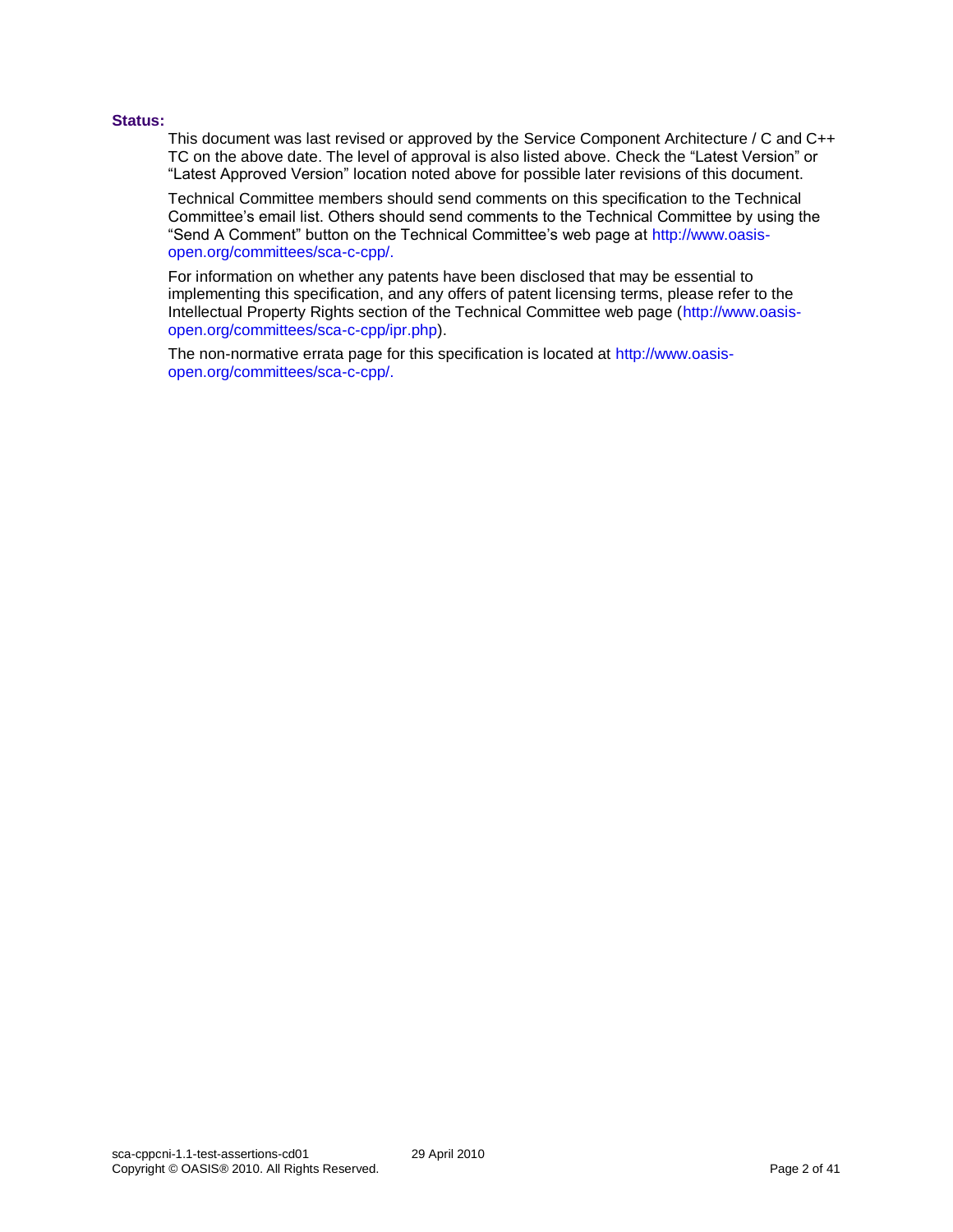**Status:**

This document was last revised or approved by the Service Component Architecture / C and C++ TC on the above date. The level of approval is also listed above. Check the "Latest Version" or "Latest Approved Version" location noted above for possible later revisions of this document.

Technical Committee members should send comments on this specification to the Technical Committee's email list. Others should send comments to the Technical Committee by using the "Send A Comment" button on the Technical Committee's web page at http://www.oasis-open.org/committees/sca-c-cpp/.

For information on whether any patents have been disclosed that may be essential to implementing this specification, and any offers of patent licensing terms, please refer to the Intellectual Property Rights section of the Technical Committee web page (http://www.oasis-open.org/committees/sca-c-cpp/ipr.php).

The non-normative errata page for this specification is located at http://www.oasis-open.org/committees/sca-c-cpp/.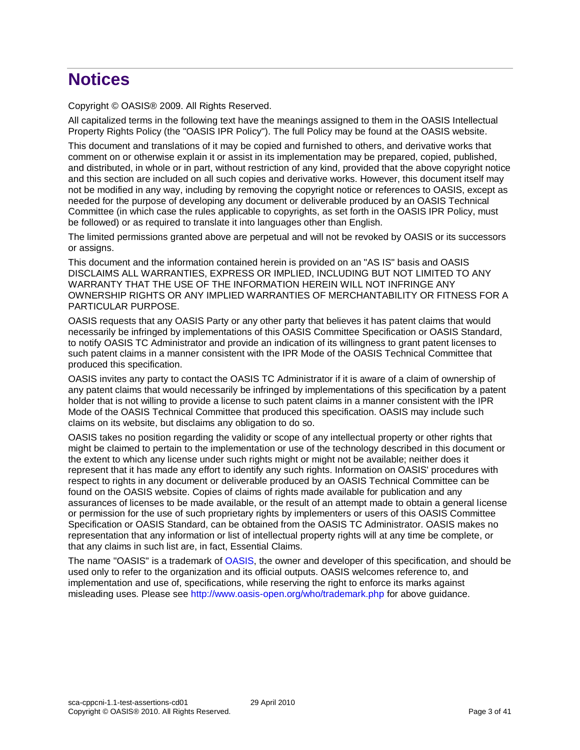# Notices

Copyright © OASIS® 2009. All Rights Reserved.

All capitalized terms in the following text have the meanings assigned to them in the OASIS Intellectual Property Rights Policy (the "OASIS IPR Policy"). The full Policy may be found at the OASIS website.

This document and translations of it may be copied and furnished to others, and derivative works that comment on or otherwise explain it or assist in its implementation may be prepared, copied, published, and distributed, in whole or in part, without restriction of any kind, provided that the above copyright notice and this section are included on all such copies and derivative works. However, this document itself may not be modified in any way, including by removing the copyright notice or references to OASIS, except as needed for the purpose of developing any document or deliverable produced by an OASIS Technical Committee (in which case the rules applicable to copyrights, as set forth in the OASIS IPR Policy, must be followed) or as required to translate it into languages other than English.

The limited permissions granted above are perpetual and will not be revoked by OASIS or its successors or assigns.

This document and the information contained herein is provided on an "AS IS" basis and OASIS DISCLAIMS ALL WARRANTIES, EXPRESS OR IMPLIED, INCLUDING BUT NOT LIMITED TO ANY WARRANTY THAT THE USE OF THE INFORMATION HEREIN WILL NOT INFRINGE ANY OWNERSHIP RIGHTS OR ANY IMPLIED WARRANTIES OF MERCHANTABILITY OR FITNESS FOR A PARTICULAR PURPOSE.

OASIS requests that any OASIS Party or any other party that believes it has patent claims that would necessarily be infringed by implementations of this OASIS Committee Specification or OASIS Standard, to notify OASIS TC Administrator and provide an indication of its willingness to grant patent licenses to such patent claims in a manner consistent with the IPR Mode of the OASIS Technical Committee that produced this specification.

OASIS invites any party to contact the OASIS TC Administrator if it is aware of a claim of ownership of any patent claims that would necessarily be infringed by implementations of this specification by a patent holder that is not willing to provide a license to such patent claims in a manner consistent with the IPR Mode of the OASIS Technical Committee that produced this specification. OASIS may include such claims on its website, but disclaims any obligation to do so.

OASIS takes no position regarding the validity or scope of any intellectual property or other rights that might be claimed to pertain to the implementation or use of the technology described in this document or the extent to which any license under such rights might or might not be available; neither does it represent that it has made any effort to identify any such rights. Information on OASIS' procedures with respect to rights in any document or deliverable produced by an OASIS Technical Committee can be found on the OASIS website. Copies of claims of rights made available for publication and any assurances of licenses to be made available, or the result of an attempt made to obtain a general license or permission for the use of such proprietary rights by implementers or users of this OASIS Committee Specification or OASIS Standard, can be obtained from the OASIS TC Administrator. OASIS makes no representation that any information or list of intellectual property rights will at any time be complete, or that any claims in such list are, in fact, Essential Claims.

The name "OASIS" is a trademark of OASIS, the owner and developer of this specification, and should be used only to refer to the organization and its official outputs. OASIS welcomes reference to, and implementation and use of, specifications, while reserving the right to enforce its marks against misleading uses. Please see http://www.oasis-open.org/who/trademark.php for above guidance.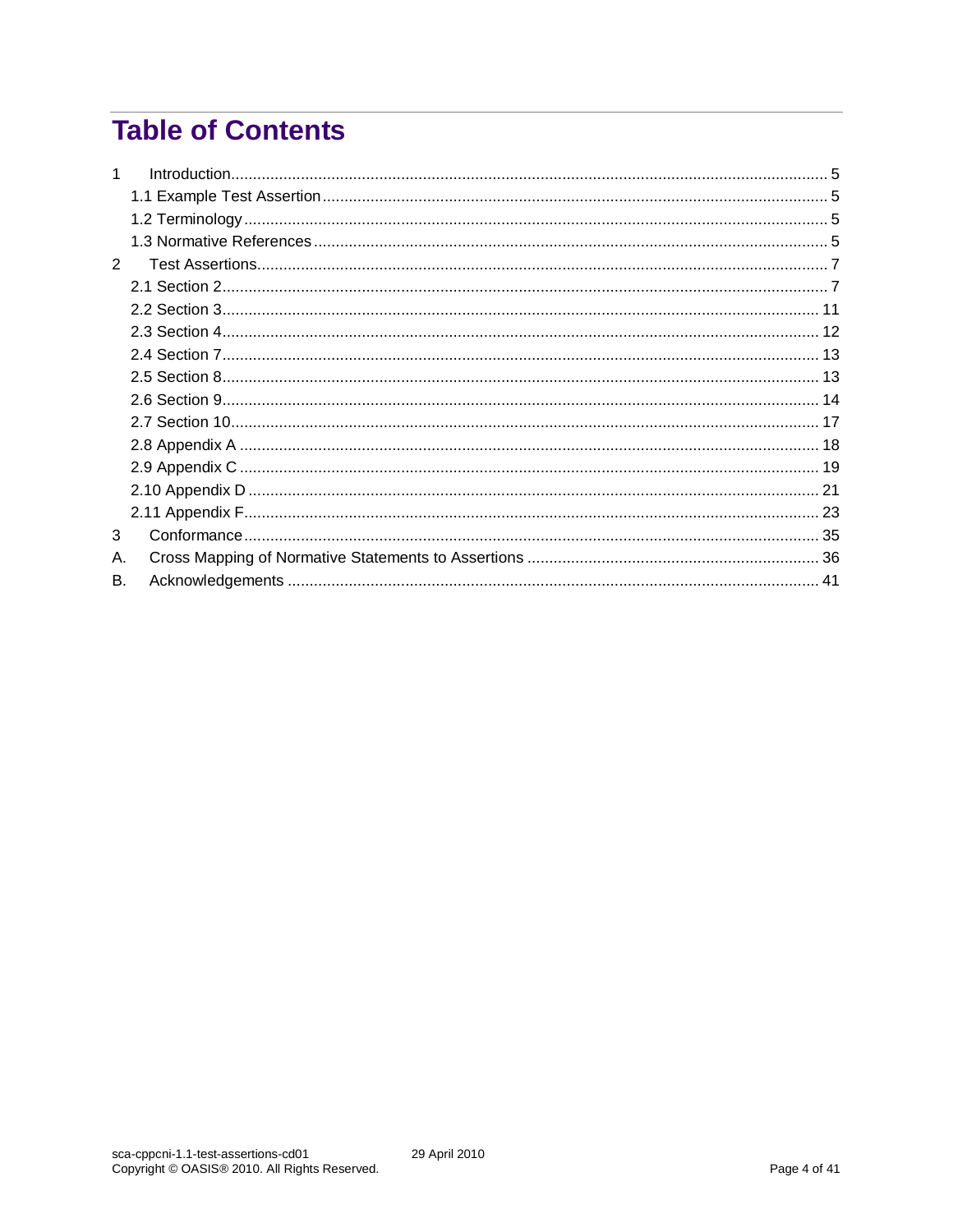# Table of Contents

1 Introduction ........ 5
- 1.1 Example Test Assertion ........ 5
- 1.2 Terminology ........ 5
- 1.3 Normative References ........ 5

2 Test Assertions ........ 7
- 2.1 Section 2 ........ 7
- 2.2 Section 3 ........ 11
- 2.3 Section 4 ........ 12
- 2.4 Section 7 ........ 13
- 2.5 Section 8 ........ 13
- 2.6 Section 9 ........ 14
- 2.7 Section 10 ........ 17
- 2.8 Appendix A ........ 18
- 2.9 Appendix C ........ 19
- 2.10 Appendix D ........ 21
- 2.11 Appendix F ........ 23

3 Conformance ........ 35

A. Cross Mapping of Normative Statements to Assertions ........ 36

B. Acknowledgements ........ 41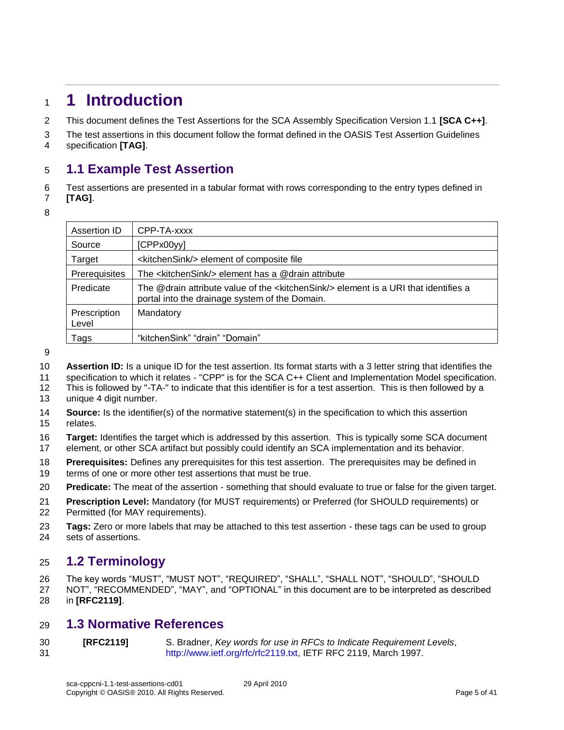# 1 Introduction

This document defines the Test Assertions for the SCA Assembly Specification Version 1.1 **[SCA C++]**.

The test assertions in this document follow the format defined in the OASIS Test Assertion Guidelines specification **[TAG]**.

## 1.1 Example Test Assertion

Test assertions are presented in a tabular format with rows corresponding to the entry types defined in **[TAG]**.

| | |
|---|---|
| Assertion ID | CPP-TA-xxxx |
| Source | [CPPx00yy] |
| Target | <kitchenSink/> element of composite file |
| Prerequisites | The <kitchenSink/> element has a @drain attribute |
| Predicate | The @drain attribute value of the <kitchenSink/> element is a URI that identifies a portal into the drainage system of the Domain. |
| Prescription Level | Mandatory |
| Tags | "kitchenSink" "drain" "Domain" |

**Assertion ID:** Is a unique ID for the test assertion. Its format starts with a 3 letter string that identifies the specification to which it relates - "CPP" is for the SCA C++ Client and Implementation Model specification. This is followed by "-TA-" to indicate that this identifier is for a test assertion. This is then followed by a unique 4 digit number.

**Source:** Is the identifier(s) of the normative statement(s) in the specification to which this assertion relates.

**Target:** Identifies the target which is addressed by this assertion. This is typically some SCA document element, or other SCA artifact but possibly could identify an SCA implementation and its behavior.

**Prerequisites:** Defines any prerequisites for this test assertion. The prerequisites may be defined in terms of one or more other test assertions that must be true.

**Predicate:** The meat of the assertion - something that should evaluate to true or false for the given target.

**Prescription Level:** Mandatory (for MUST requirements) or Preferred (for SHOULD requirements) or Permitted (for MAY requirements).

**Tags:** Zero or more labels that may be attached to this test assertion - these tags can be used to group sets of assertions.

## 1.2 Terminology

The key words "MUST", "MUST NOT", "REQUIRED", "SHALL", "SHALL NOT", "SHOULD", "SHOULD NOT", "RECOMMENDED", "MAY", and "OPTIONAL" in this document are to be interpreted as described in **[RFC2119]**.

## 1.3 Normative References

**[RFC2119]** S. Bradner, *Key words for use in RFCs to Indicate Requirement Levels*, http://www.ietf.org/rfc/rfc2119.txt, IETF RFC 2119, March 1997.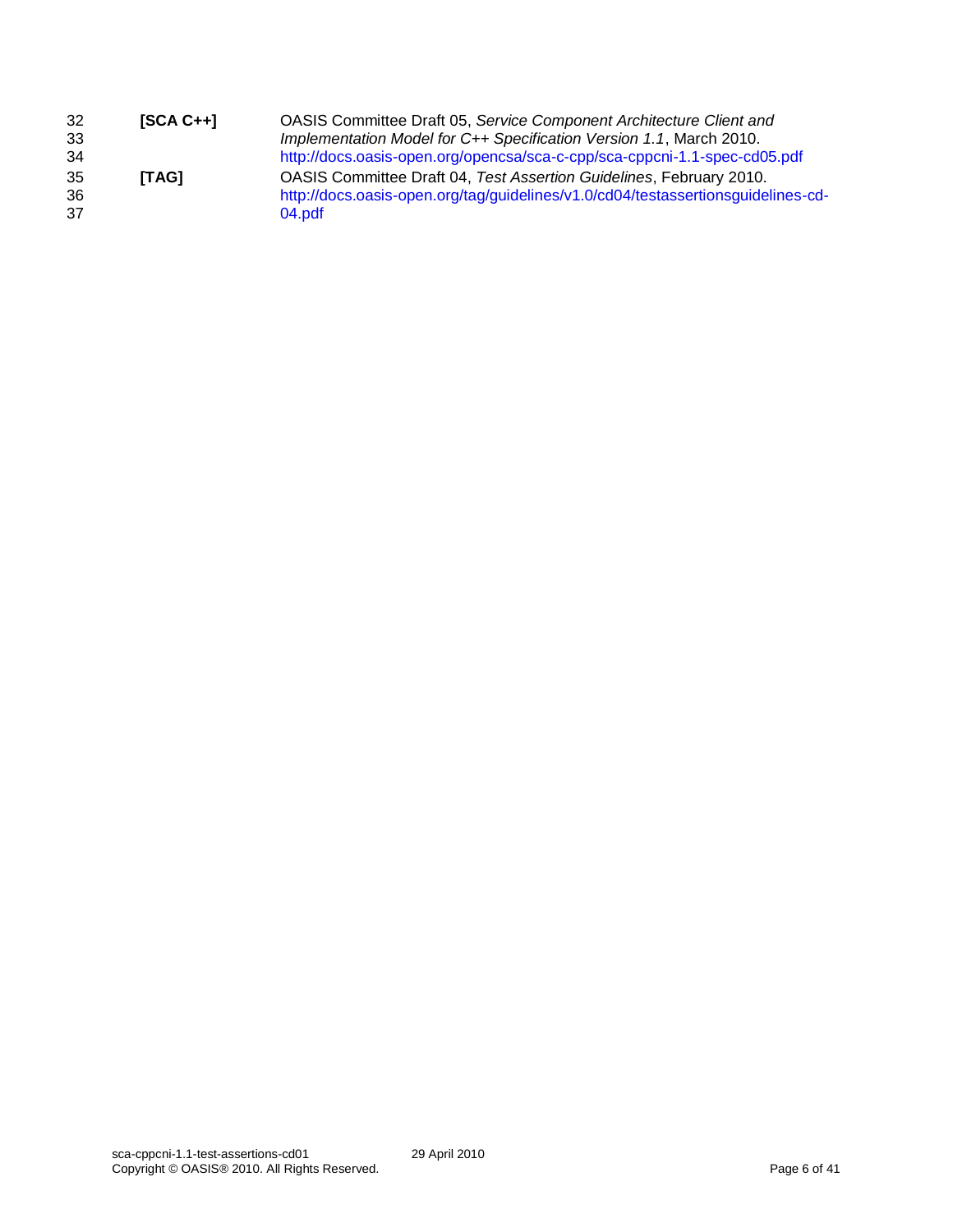**[SCA C++]** OASIS Committee Draft 05, *Service Component Architecture Client and Implementation Model for C++ Specification Version 1.1*, March 2010. http://docs.oasis-open.org/opencsa/sca-c-cpp/sca-cppcni-1.1-spec-cd05.pdf

**[TAG]** OASIS Committee Draft 04, *Test Assertion Guidelines*, February 2010. http://docs.oasis-open.org/tag/guidelines/v1.0/cd04/testassertionsguidelines-cd-04.pdf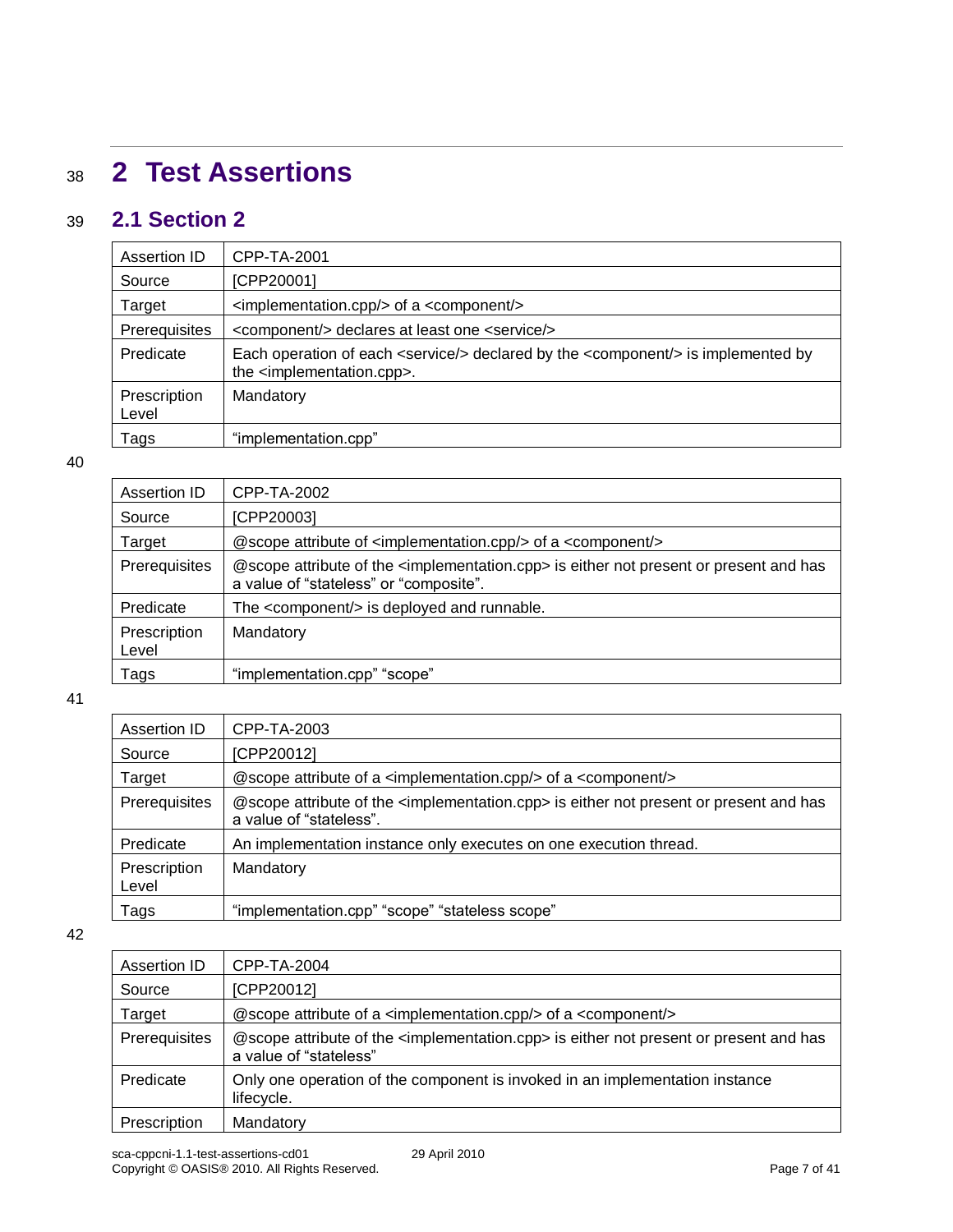# 2 Test Assertions

## 2.1 Section 2

| | |
|---|---|
| Assertion ID | CPP-TA-2001 |
| Source | [CPP20001] |
| Target | <implementation.cpp/> of a <component/> |
| Prerequisites | <component/> declares at least one <service/> |
| Predicate | Each operation of each <service/> declared by the <component/> is implemented by the <implementation.cpp>. |
| Prescription Level | Mandatory |
| Tags | "implementation.cpp" |

| | |
|---|---|
| Assertion ID | CPP-TA-2002 |
| Source | [CPP20003] |
| Target | @scope attribute of <implementation.cpp/> of a <component/> |
| Prerequisites | @scope attribute of the <implementation.cpp> is either not present or present and has a value of "stateless" or "composite". |
| Predicate | The <component/> is deployed and runnable. |
| Prescription Level | Mandatory |
| Tags | "implementation.cpp" "scope" |

| | |
|---|---|
| Assertion ID | CPP-TA-2003 |
| Source | [CPP20012] |
| Target | @scope attribute of a <implementation.cpp/> of a <component/> |
| Prerequisites | @scope attribute of the <implementation.cpp> is either not present or present and has a value of "stateless". |
| Predicate | An implementation instance only executes on one execution thread. |
| Prescription Level | Mandatory |
| Tags | "implementation.cpp" "scope" "stateless scope" |

| | |
|---|---|
| Assertion ID | CPP-TA-2004 |
| Source | [CPP20012] |
| Target | @scope attribute of a <implementation.cpp/> of a <component/> |
| Prerequisites | @scope attribute of the <implementation.cpp> is either not present or present and has a value of "stateless" |
| Predicate | Only one operation of the component is invoked in an implementation instance lifecycle. |
| Prescription | Mandatory |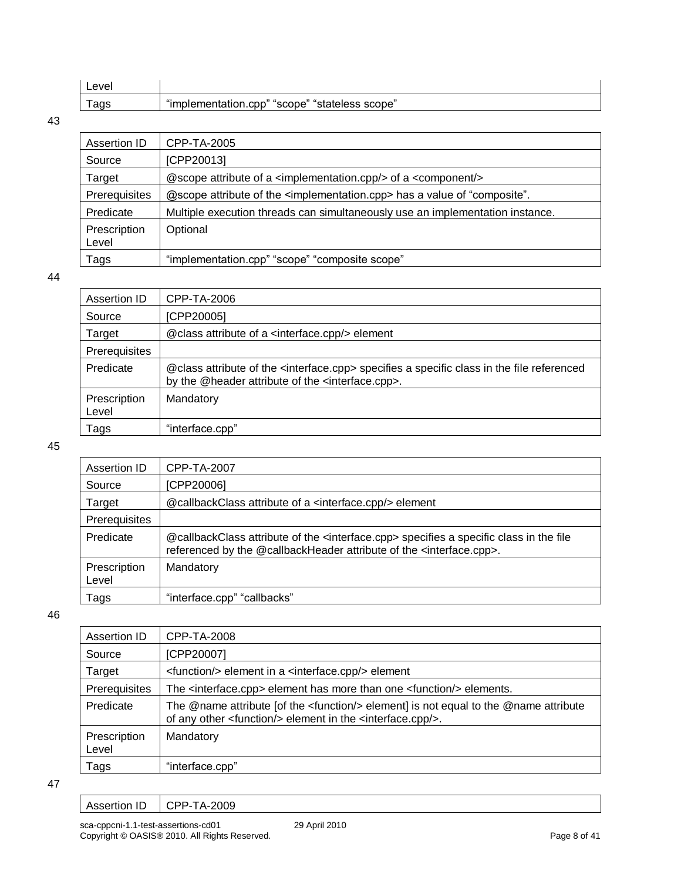| Level | |
|---|---|
| Tags | “implementation.cpp” “scope” “stateless scope” |

43

| Assertion ID | CPP-TA-2005 |
|---|---|
| Source | [CPP20013] |
| Target | @scope attribute of a <implementation.cpp/> of a <component/> |
| Prerequisites | @scope attribute of the <implementation.cpp> has a value of “composite”. |
| Predicate | Multiple execution threads can simultaneously use an implementation instance. |
| Prescription Level | Optional |
| Tags | “implementation.cpp” “scope” “composite scope” |

44

| Assertion ID | CPP-TA-2006 |
|---|---|
| Source | [CPP20005] |
| Target | @class attribute of a <interface.cpp/> element |
| Prerequisites | |
| Predicate | @class attribute of the <interface.cpp> specifies a specific class in the file referenced by the @header attribute of the <interface.cpp>. |
| Prescription Level | Mandatory |
| Tags | “interface.cpp” |

45

| Assertion ID | CPP-TA-2007 |
|---|---|
| Source | [CPP20006] |
| Target | @callbackClass attribute of a <interface.cpp/> element |
| Prerequisites | |
| Predicate | @callbackClass attribute of the <interface.cpp> specifies a specific class in the file referenced by the @callbackHeader attribute of the <interface.cpp>. |
| Prescription Level | Mandatory |
| Tags | “interface.cpp” “callbacks” |

46

| Assertion ID | CPP-TA-2008 |
|---|---|
| Source | [CPP20007] |
| Target | <function/> element in a <interface.cpp/> element |
| Prerequisites | The <interface.cpp> element has more than one <function/> elements. |
| Predicate | The @name attribute [of the <function/> element] is not equal to the @name attribute of any other <function/> element in the <interface.cpp/>. |
| Prescription Level | Mandatory |
| Tags | “interface.cpp” |

47

| Assertion ID | CPP-TA-2009 |
|---|---|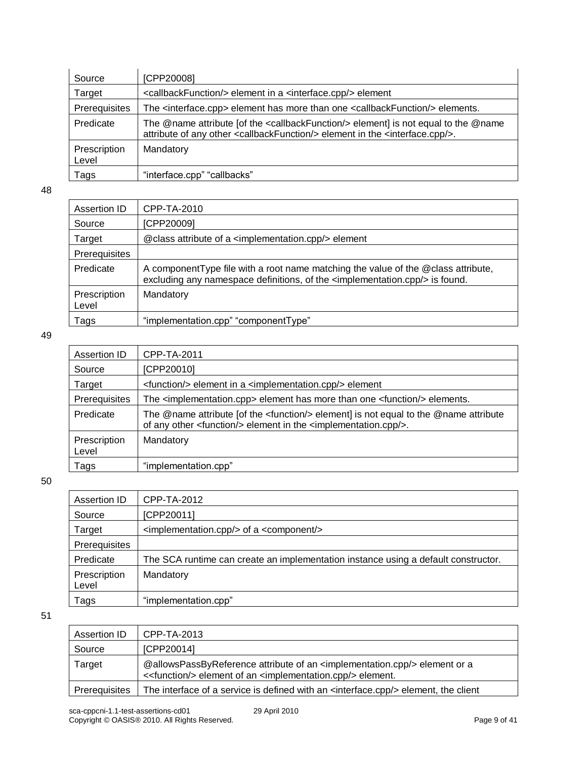| | |
|---|---|
| Source | [CPP20008] |
| Target | <callbackFunction/> element in a <interface.cpp/> element |
| Prerequisites | The <interface.cpp> element has more than one <callbackFunction/> elements. |
| Predicate | The @name attribute [of the <callbackFunction/> element] is not equal to the @name attribute of any other <callbackFunction/> element in the <interface.cpp/>. |
| Prescription Level | Mandatory |
| Tags | “interface.cpp” “callbacks” |

48

| | |
|---|---|
| Assertion ID | CPP-TA-2010 |
| Source | [CPP20009] |
| Target | @class attribute of a <implementation.cpp/> element |
| Prerequisites | |
| Predicate | A componentType file with a root name matching the value of the @class attribute, excluding any namespace definitions, of the <implementation.cpp/> is found. |
| Prescription Level | Mandatory |
| Tags | “implementation.cpp” “componentType” |

49

| | |
|---|---|
| Assertion ID | CPP-TA-2011 |
| Source | [CPP20010] |
| Target | <function/> element in a <implementation.cpp/> element |
| Prerequisites | The <implementation.cpp> element has more than one <function/> elements. |
| Predicate | The @name attribute [of the <function/> element] is not equal to the @name attribute of any other <function/> element in the <implementation.cpp/>. |
| Prescription Level | Mandatory |
| Tags | “implementation.cpp” |

50

| | |
|---|---|
| Assertion ID | CPP-TA-2012 |
| Source | [CPP20011] |
| Target | <implementation.cpp/> of a <component/> |
| Prerequisites | |
| Predicate | The SCA runtime can create an implementation instance using a default constructor. |
| Prescription Level | Mandatory |
| Tags | “implementation.cpp” |

51

| | |
|---|---|
| Assertion ID | CPP-TA-2013 |
| Source | [CPP20014] |
| Target | @allowsPassByReference attribute of an <implementation.cpp/> element or a <<function/> element of an <implementation.cpp/> element. |
| Prerequisites | The interface of a service is defined with an <interface.cpp/> element, the client |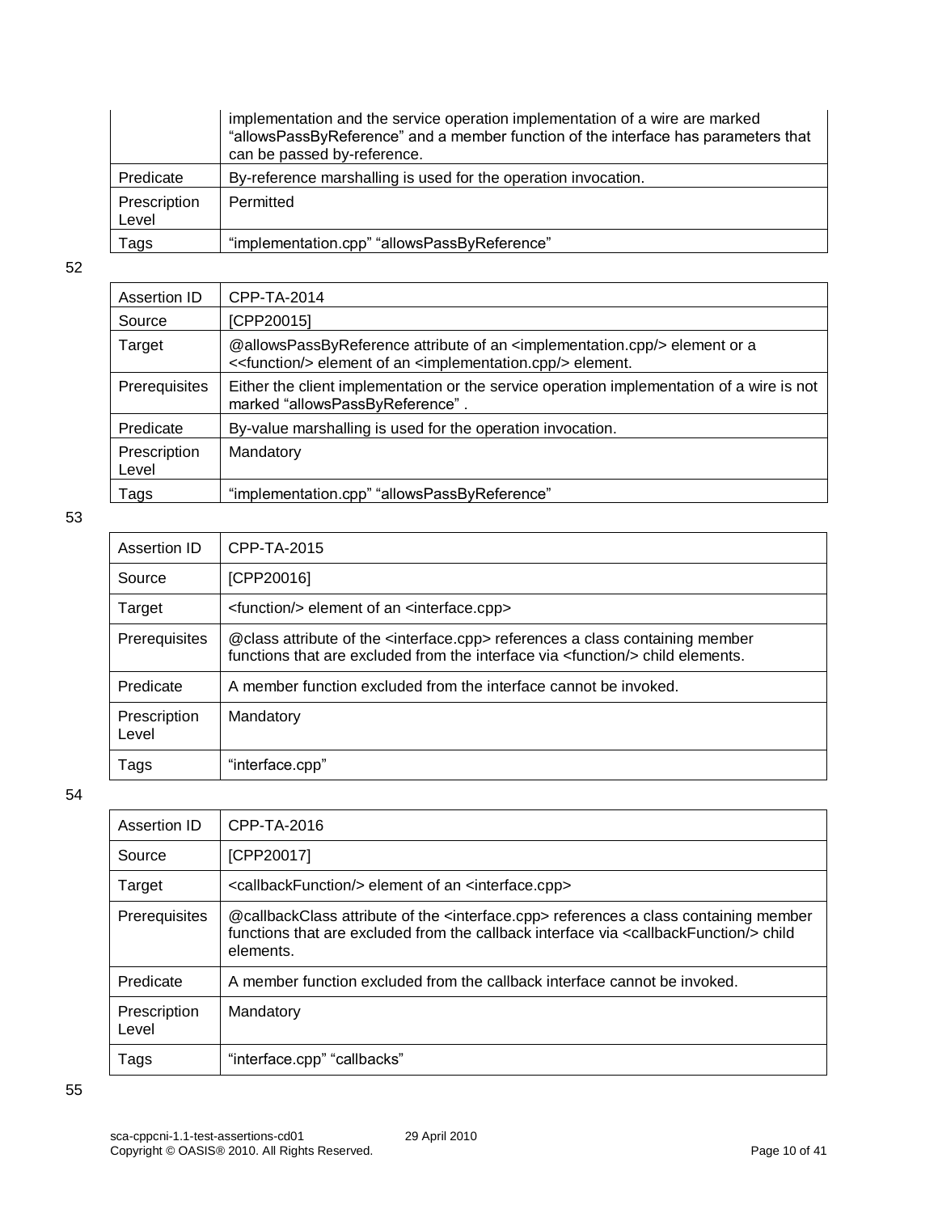| | |
|---|---|
| | implementation and the service operation implementation of a wire are marked “allowsPassByReference” and a member function of the interface has parameters that can be passed by-reference. |
| Predicate | By-reference marshalling is used for the operation invocation. |
| Prescription Level | Permitted |
| Tags | “implementation.cpp” “allowsPassByReference” |

52

| | |
|---|---|
| Assertion ID | CPP-TA-2014 |
| Source | [CPP20015] |
| Target | @allowsPassByReference attribute of an <implementation.cpp/> element or a <<function/> element of an <implementation.cpp/> element. |
| Prerequisites | Either the client implementation or the service operation implementation of a wire is not marked “allowsPassByReference” . |
| Predicate | By-value marshalling is used for the operation invocation. |
| Prescription Level | Mandatory |
| Tags | “implementation.cpp” “allowsPassByReference” |

53

| | |
|---|---|
| Assertion ID | CPP-TA-2015 |
| Source | [CPP20016] |
| Target | <function/> element of an <interface.cpp> |
| Prerequisites | @class attribute of the <interface.cpp> references a class containing member functions that are excluded from the interface via <function/> child elements. |
| Predicate | A member function excluded from the interface cannot be invoked. |
| Prescription Level | Mandatory |
| Tags | “interface.cpp” |

54

| | |
|---|---|
| Assertion ID | CPP-TA-2016 |
| Source | [CPP20017] |
| Target | <callbackFunction/> element of an <interface.cpp> |
| Prerequisites | @callbackClass attribute of the <interface.cpp> references a class containing member functions that are excluded from the callback interface via <callbackFunction/> child elements. |
| Predicate | A member function excluded from the callback interface cannot be invoked. |
| Prescription Level | Mandatory |
| Tags | “interface.cpp” “callbacks” |

55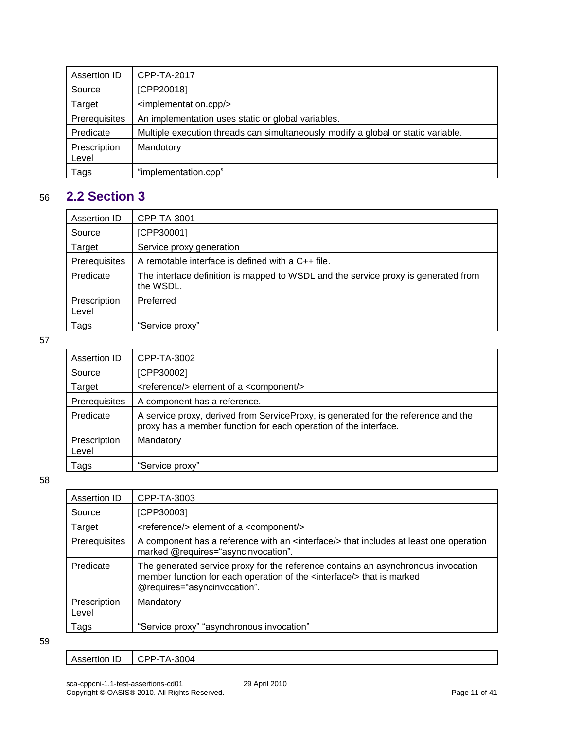| | |
|---|---|
| Assertion ID | CPP-TA-2017 |
| Source | [CPP20018] |
| Target | <implementation.cpp/> |
| Prerequisites | An implementation uses static or global variables. |
| Predicate | Multiple execution threads can simultaneously modify a global or static variable. |
| Prescription Level | Mandotory |
| Tags | "implementation.cpp" |

## 2.2 Section 3

| | |
|---|---|
| Assertion ID | CPP-TA-3001 |
| Source | [CPP30001] |
| Target | Service proxy generation |
| Prerequisites | A remotable interface is defined with a C++ file. |
| Predicate | The interface definition is mapped to WSDL and the service proxy is generated from the WSDL. |
| Prescription Level | Preferred |
| Tags | "Service proxy" |

| | |
|---|---|
| Assertion ID | CPP-TA-3002 |
| Source | [CPP30002] |
| Target | <reference/> element of a <component/> |
| Prerequisites | A component has a reference. |
| Predicate | A service proxy, derived from ServiceProxy, is generated for the reference and the proxy has a member function for each operation of the interface. |
| Prescription Level | Mandatory |
| Tags | "Service proxy" |

| | |
|---|---|
| Assertion ID | CPP-TA-3003 |
| Source | [CPP30003] |
| Target | <reference/> element of a <component/> |
| Prerequisites | A component has a reference with an <interface/> that includes at least one operation marked @requires="asyncinvocation". |
| Predicate | The generated service proxy for the reference contains an asynchronous invocation member function for each operation of the <interface/> that is marked @requires="asyncinvocation". |
| Prescription Level | Mandatory |
| Tags | "Service proxy" "asynchronous invocation" |

| | |
|---|---|
| Assertion ID | CPP-TA-3004 |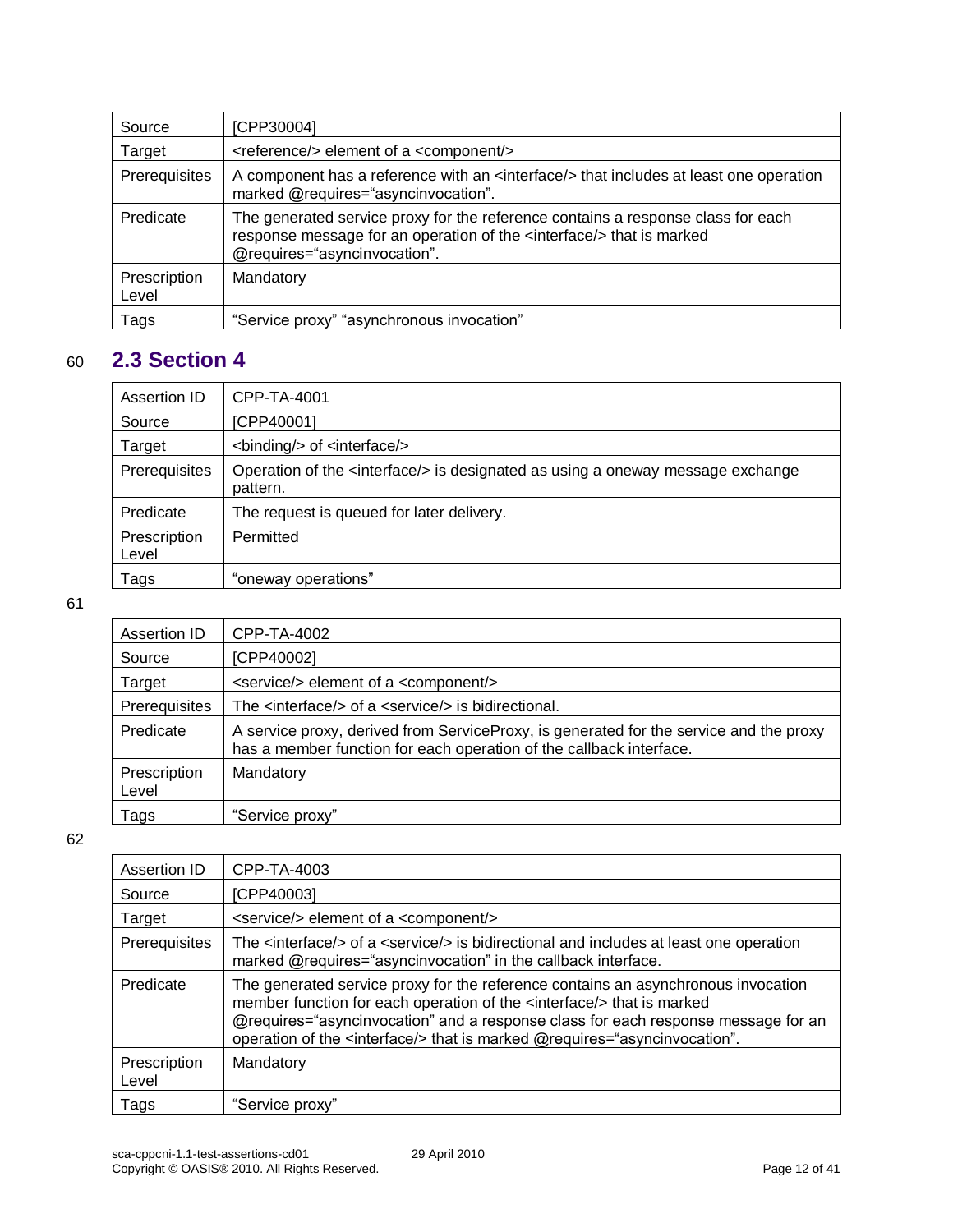| | |
|---|---|
| Source | [CPP30004] |
| Target | <reference/> element of a <component/> |
| Prerequisites | A component has a reference with an <interface/> that includes at least one operation marked @requires="asyncinvocation". |
| Predicate | The generated service proxy for the reference contains a response class for each response message for an operation of the <interface/> that is marked @requires="asyncinvocation". |
| Prescription Level | Mandatory |
| Tags | "Service proxy" "asynchronous invocation" |

## 2.3 Section 4

| | |
|---|---|
| Assertion ID | CPP-TA-4001 |
| Source | [CPP40001] |
| Target | <binding/> of <interface/> |
| Prerequisites | Operation of the <interface/> is designated as using a oneway message exchange pattern. |
| Predicate | The request is queued for later delivery. |
| Prescription Level | Permitted |
| Tags | "oneway operations" |

| | |
|---|---|
| Assertion ID | CPP-TA-4002 |
| Source | [CPP40002] |
| Target | <service/> element of a <component/> |
| Prerequisites | The <interface/> of a <service/> is bidirectional. |
| Predicate | A service proxy, derived from ServiceProxy, is generated for the service and the proxy has a member function for each operation of the callback interface. |
| Prescription Level | Mandatory |
| Tags | "Service proxy" |

| | |
|---|---|
| Assertion ID | CPP-TA-4003 |
| Source | [CPP40003] |
| Target | <service/> element of a <component/> |
| Prerequisites | The <interface/> of a <service/> is bidirectional and includes at least one operation marked @requires="asyncinvocation" in the callback interface. |
| Predicate | The generated service proxy for the reference contains an asynchronous invocation member function for each operation of the <interface/> that is marked @requires="asyncinvocation" and a response class for each response message for an operation of the <interface/> that is marked @requires="asyncinvocation". |
| Prescription Level | Mandatory |
| Tags | "Service proxy" |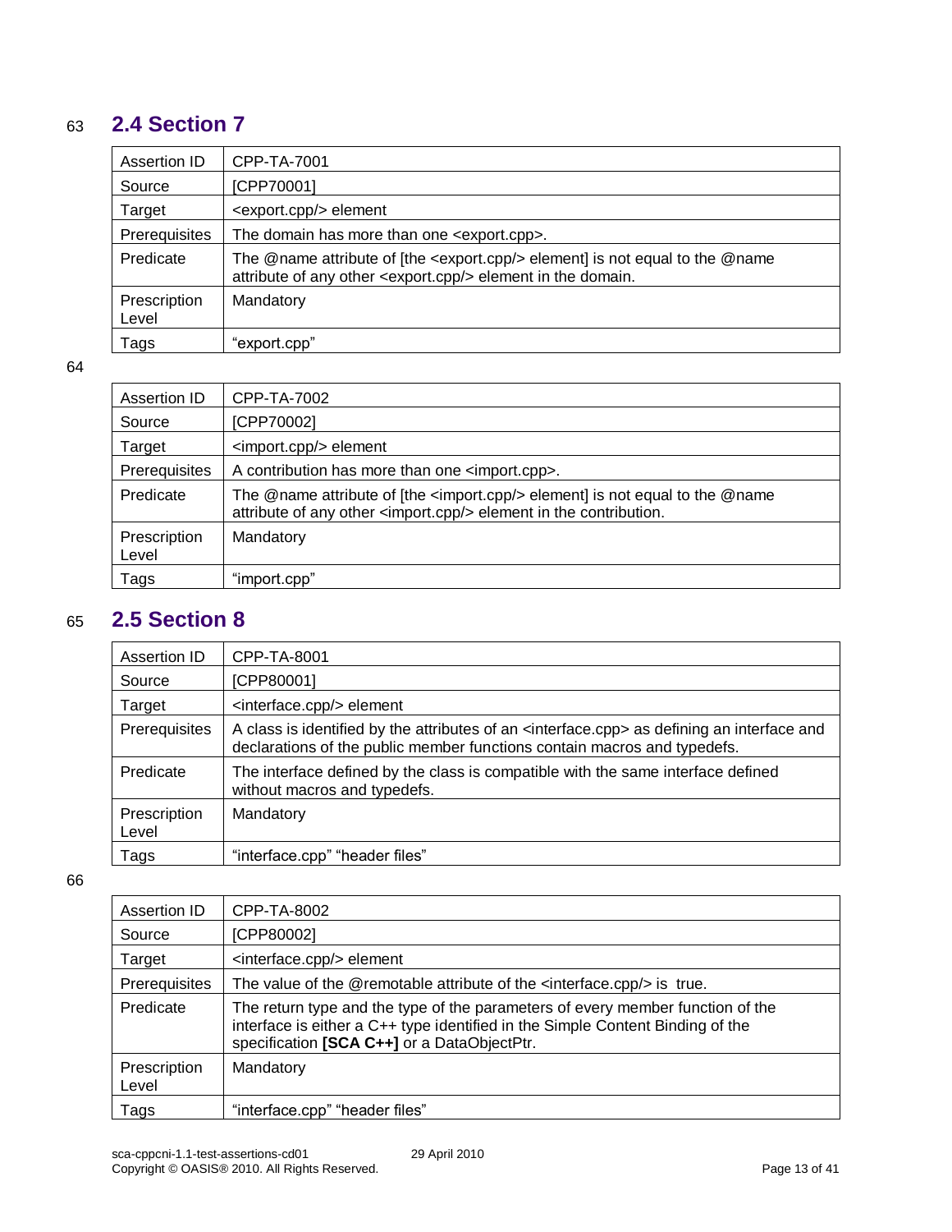## 2.4 Section 7

| | |
|---|---|
| Assertion ID | CPP-TA-7001 |
| Source | [CPP70001] |
| Target | <export.cpp/> element |
| Prerequisites | The domain has more than one <export.cpp>. |
| Predicate | The @name attribute of [the <export.cpp/> element] is not equal to the @name attribute of any other <export.cpp/> element in the domain. |
| Prescription Level | Mandatory |
| Tags | "export.cpp" |

| | |
|---|---|
| Assertion ID | CPP-TA-7002 |
| Source | [CPP70002] |
| Target | <import.cpp/> element |
| Prerequisites | A contribution has more than one <import.cpp>. |
| Predicate | The @name attribute of [the <import.cpp/> element] is not equal to the @name attribute of any other <import.cpp/> element in the contribution. |
| Prescription Level | Mandatory |
| Tags | "import.cpp" |

## 2.5 Section 8

| | |
|---|---|
| Assertion ID | CPP-TA-8001 |
| Source | [CPP80001] |
| Target | <interface.cpp/> element |
| Prerequisites | A class is identified by the attributes of an <interface.cpp> as defining an interface and declarations of the public member functions contain macros and typedefs. |
| Predicate | The interface defined by the class is compatible with the same interface defined without macros and typedefs. |
| Prescription Level | Mandatory |
| Tags | "interface.cpp" "header files" |

| | |
|---|---|
| Assertion ID | CPP-TA-8002 |
| Source | [CPP80002] |
| Target | <interface.cpp/> element |
| Prerequisites | The value of the @remotable attribute of the <interface.cpp/> is true. |
| Predicate | The return type and the type of the parameters of every member function of the interface is either a C++ type identified in the Simple Content Binding of the specification **[SCA C++]** or a DataObjectPtr. |
| Prescription Level | Mandatory |
| Tags | "interface.cpp" "header files" |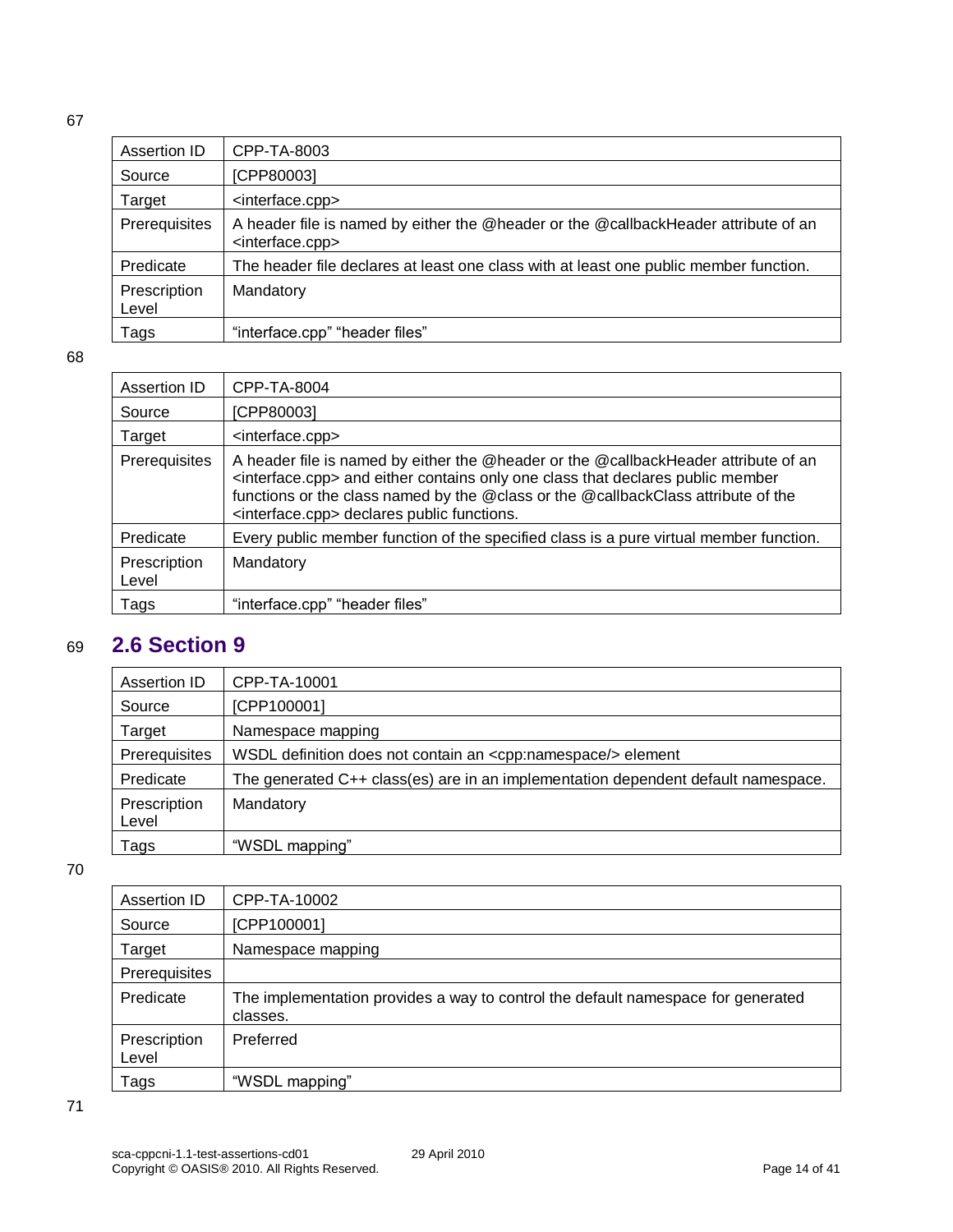| | |
|---|---|
| Assertion ID | CPP-TA-8003 |
| Source | [CPP80003] |
| Target | <interface.cpp> |
| Prerequisites | A header file is named by either the @header or the @callbackHeader attribute of an <interface.cpp> |
| Predicate | The header file declares at least one class with at least one public member function. |
| Prescription Level | Mandatory |
| Tags | “interface.cpp” “header files” |

| | |
|---|---|
| Assertion ID | CPP-TA-8004 |
| Source | [CPP80003] |
| Target | <interface.cpp> |
| Prerequisites | A header file is named by either the @header or the @callbackHeader attribute of an <interface.cpp> and either contains only one class that declares public member functions or the class named by the @class or the @callbackClass attribute of the <interface.cpp> declares public functions. |
| Predicate | Every public member function of the specified class is a pure virtual member function. |
| Prescription Level | Mandatory |
| Tags | “interface.cpp” “header files” |

## 2.6 Section 9

| | |
|---|---|
| Assertion ID | CPP-TA-10001 |
| Source | [CPP100001] |
| Target | Namespace mapping |
| Prerequisites | WSDL definition does not contain an <cpp:namespace/> element |
| Predicate | The generated C++ class(es) are in an implementation dependent default namespace. |
| Prescription Level | Mandatory |
| Tags | “WSDL mapping” |

| | |
|---|---|
| Assertion ID | CPP-TA-10002 |
| Source | [CPP100001] |
| Target | Namespace mapping |
| Prerequisites | |
| Predicate | The implementation provides a way to control the default namespace for generated classes. |
| Prescription Level | Preferred |
| Tags | “WSDL mapping” |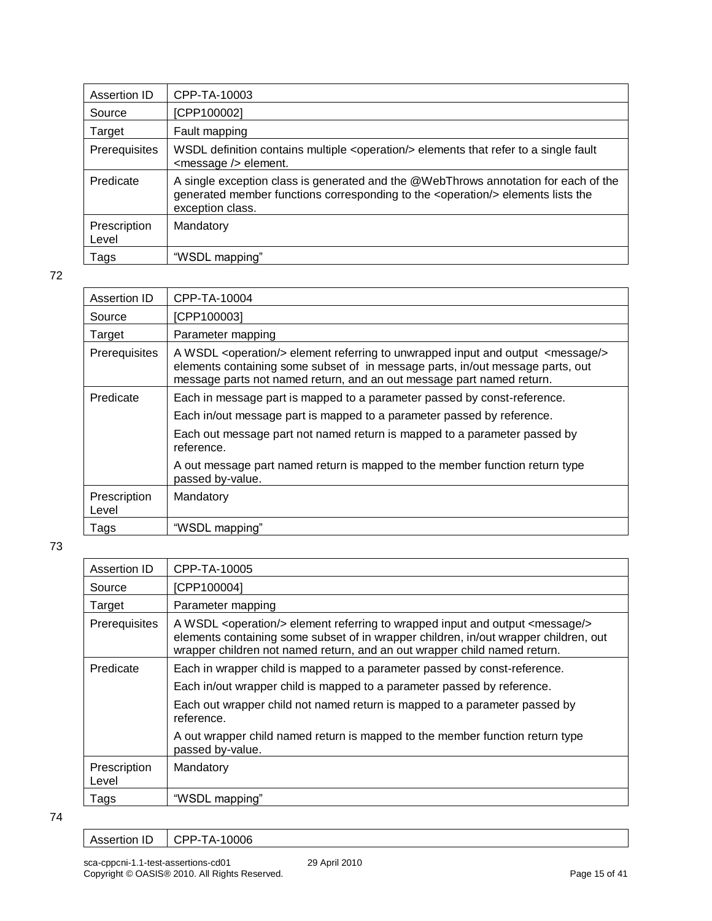| Assertion ID | CPP-TA-10003 |
|---|---|
| Source | [CPP100002] |
| Target | Fault mapping |
| Prerequisites | WSDL definition contains multiple <operation/> elements that refer to a single fault <message /> element. |
| Predicate | A single exception class is generated and the @WebThrows annotation for each of the generated member functions corresponding to the <operation/> elements lists the exception class. |
| Prescription Level | Mandatory |
| Tags | “WSDL mapping” |

72

| Assertion ID | CPP-TA-10004 |
|---|---|
| Source | [CPP100003] |
| Target | Parameter mapping |
| Prerequisites | A WSDL <operation/> element referring to unwrapped input and output <message/> elements containing some subset of in message parts, in/out message parts, out message parts not named return, and an out message part named return. |
| Predicate | Each in message part is mapped to a parameter passed by const-reference.<br>Each in/out message part is mapped to a parameter passed by reference.<br>Each out message part not named return is mapped to a parameter passed by reference.<br>A out message part named return is mapped to the member function return type passed by-value. |
| Prescription Level | Mandatory |
| Tags | “WSDL mapping” |

73

| Assertion ID | CPP-TA-10005 |
|---|---|
| Source | [CPP100004] |
| Target | Parameter mapping |
| Prerequisites | A WSDL <operation/> element referring to wrapped input and output <message/> elements containing some subset of in wrapper children, in/out wrapper children, out wrapper children not named return, and an out wrapper child named return. |
| Predicate | Each in wrapper child is mapped to a parameter passed by const-reference.<br>Each in/out wrapper child is mapped to a parameter passed by reference.<br>Each out wrapper child not named return is mapped to a parameter passed by reference.<br>A out wrapper child named return is mapped to the member function return type passed by-value. |
| Prescription Level | Mandatory |
| Tags | “WSDL mapping” |

74

| Assertion ID | CPP-TA-10006 |
|---|---|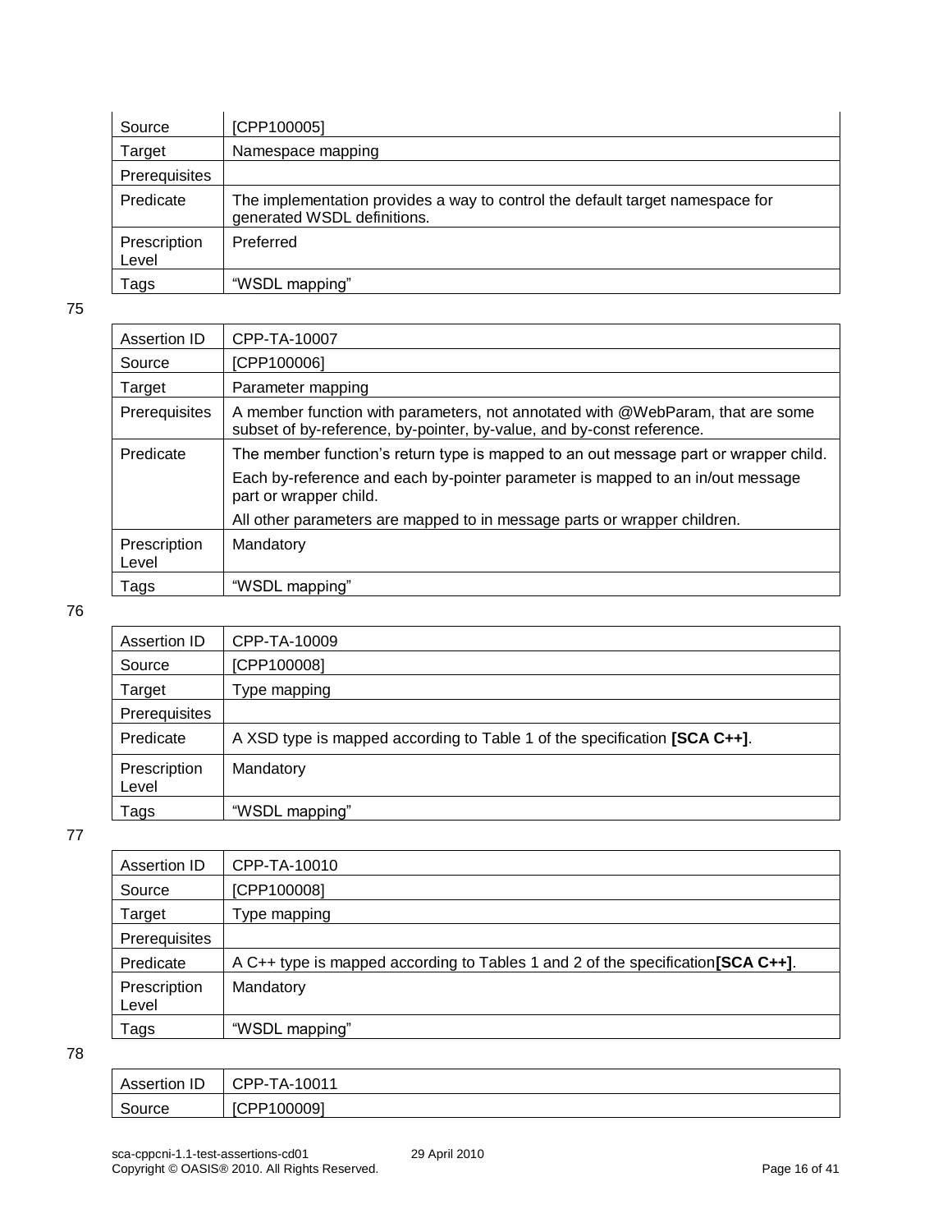| | |
|---|---|
| Source | [CPP100005] |
| Target | Namespace mapping |
| Prerequisites | |
| Predicate | The implementation provides a way to control the default target namespace for generated WSDL definitions. |
| Prescription Level | Preferred |
| Tags | “WSDL mapping” |

75

| | |
|---|---|
| Assertion ID | CPP-TA-10007 |
| Source | [CPP100006] |
| Target | Parameter mapping |
| Prerequisites | A member function with parameters, not annotated with @WebParam, that are some subset of by-reference, by-pointer, by-value, and by-const reference. |
| Predicate | The member function’s return type is mapped to an out message part or wrapper child.<br>Each by-reference and each by-pointer parameter is mapped to an in/out message part or wrapper child.<br>All other parameters are mapped to in message parts or wrapper children. |
| Prescription Level | Mandatory |
| Tags | “WSDL mapping” |

76

| | |
|---|---|
| Assertion ID | CPP-TA-10009 |
| Source | [CPP100008] |
| Target | Type mapping |
| Prerequisites | |
| Predicate | A XSD type is mapped according to Table 1 of the specification **[SCA C++]**. |
| Prescription Level | Mandatory |
| Tags | “WSDL mapping” |

77

| | |
|---|---|
| Assertion ID | CPP-TA-10010 |
| Source | [CPP100008] |
| Target | Type mapping |
| Prerequisites | |
| Predicate | A C++ type is mapped according to Tables 1 and 2 of the specification**[SCA C++]**. |
| Prescription Level | Mandatory |
| Tags | “WSDL mapping” |

78

| | |
|---|---|
| Assertion ID | CPP-TA-10011 |
| Source | [CPP100009] |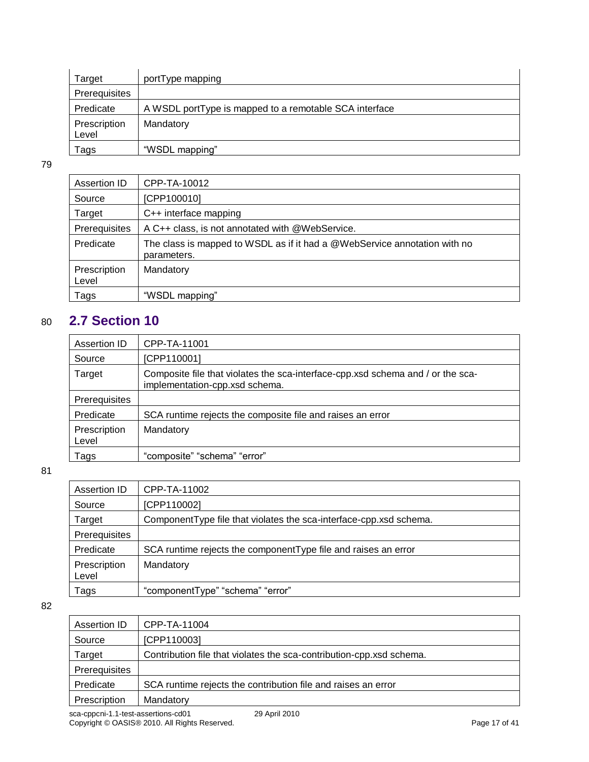| | |
|---|---|
| Target | portType mapping |
| Prerequisites | |
| Predicate | A WSDL portType is mapped to a remotable SCA interface |
| Prescription Level | Mandatory |
| Tags | “WSDL mapping” |

| | |
|---|---|
| Assertion ID | CPP-TA-10012 |
| Source | [CPP100010] |
| Target | C++ interface mapping |
| Prerequisites | A C++ class, is not annotated with @WebService. |
| Predicate | The class is mapped to WSDL as if it had a @WebService annotation with no parameters. |
| Prescription Level | Mandatory |
| Tags | “WSDL mapping” |

## 2.7 Section 10

| | |
|---|---|
| Assertion ID | CPP-TA-11001 |
| Source | [CPP110001] |
| Target | Composite file that violates the sca-interface-cpp.xsd schema and / or the sca-implementation-cpp.xsd schema. |
| Prerequisites | |
| Predicate | SCA runtime rejects the composite file and raises an error |
| Prescription Level | Mandatory |
| Tags | “composite” “schema” “error” |

| | |
|---|---|
| Assertion ID | CPP-TA-11002 |
| Source | [CPP110002] |
| Target | ComponentType file that violates the sca-interface-cpp.xsd schema. |
| Prerequisites | |
| Predicate | SCA runtime rejects the componentType file and raises an error |
| Prescription Level | Mandatory |
| Tags | “componentType” “schema” “error” |

| | |
|---|---|
| Assertion ID | CPP-TA-11004 |
| Source | [CPP110003] |
| Target | Contribution file that violates the sca-contribution-cpp.xsd schema. |
| Prerequisites | |
| Predicate | SCA runtime rejects the contribution file and raises an error |
| Prescription | Mandatory |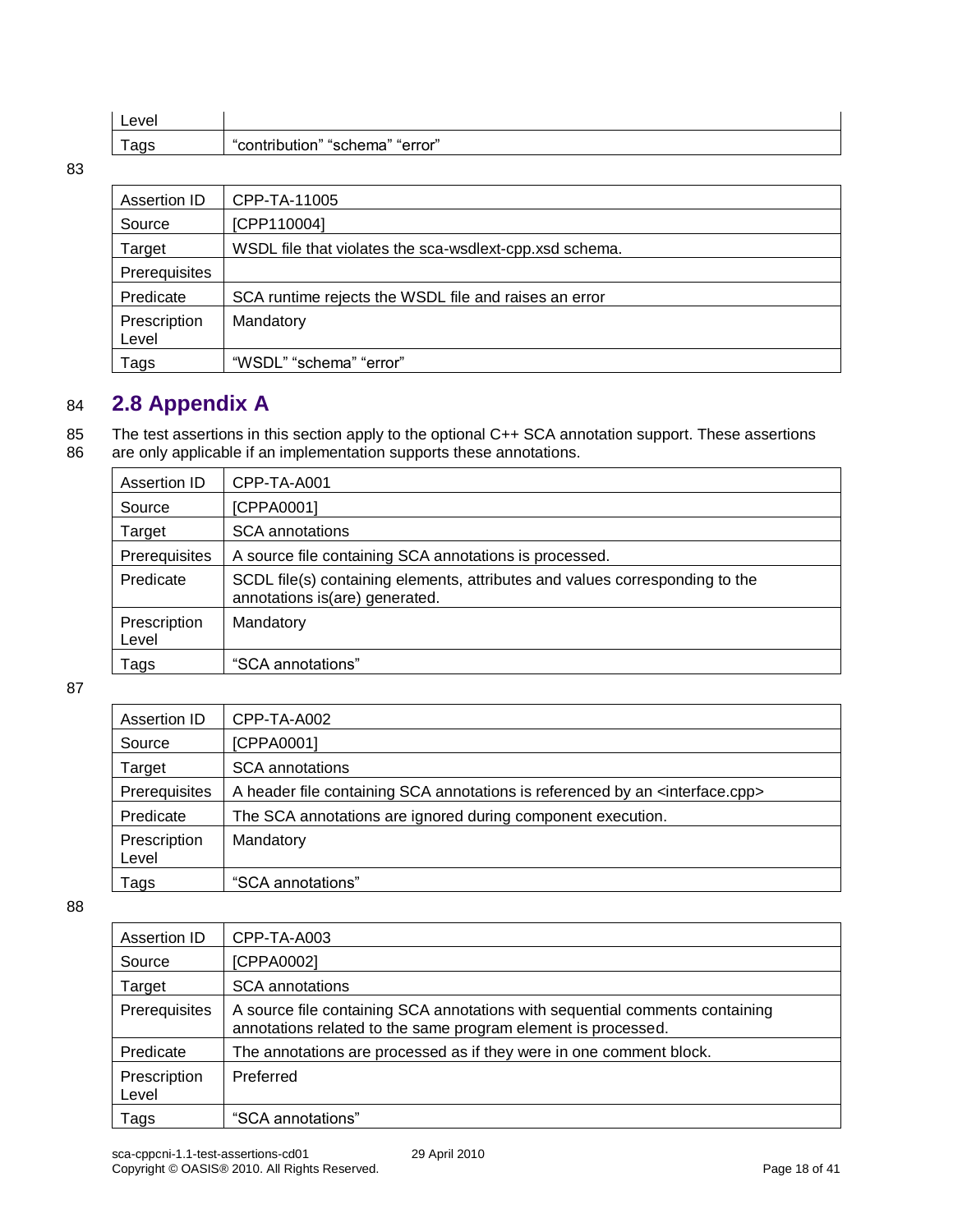| | |
|---|---|
| Level | |
| Tags | “contribution” “schema” “error” |

| Assertion ID | CPP-TA-11005 |
|---|---|
| Source | [CPP110004] |
| Target | WSDL file that violates the sca-wsdlext-cpp.xsd schema. |
| Prerequisites | |
| Predicate | SCA runtime rejects the WSDL file and raises an error |
| Prescription Level | Mandatory |
| Tags | “WSDL” “schema” “error” |

## 2.8 Appendix A

The test assertions in this section apply to the optional C++ SCA annotation support. These assertions are only applicable if an implementation supports these annotations.

| Assertion ID | CPP-TA-A001 |
|---|---|
| Source | [CPPA0001] |
| Target | SCA annotations |
| Prerequisites | A source file containing SCA annotations is processed. |
| Predicate | SCDL file(s) containing elements, attributes and values corresponding to the annotations is(are) generated. |
| Prescription Level | Mandatory |
| Tags | “SCA annotations” |

| Assertion ID | CPP-TA-A002 |
|---|---|
| Source | [CPPA0001] |
| Target | SCA annotations |
| Prerequisites | A header file containing SCA annotations is referenced by an <interface.cpp> |
| Predicate | The SCA annotations are ignored during component execution. |
| Prescription Level | Mandatory |
| Tags | “SCA annotations” |

| Assertion ID | CPP-TA-A003 |
|---|---|
| Source | [CPPA0002] |
| Target | SCA annotations |
| Prerequisites | A source file containing SCA annotations with sequential comments containing annotations related to the same program element is processed. |
| Predicate | The annotations are processed as if they were in one comment block. |
| Prescription Level | Preferred |
| Tags | “SCA annotations” |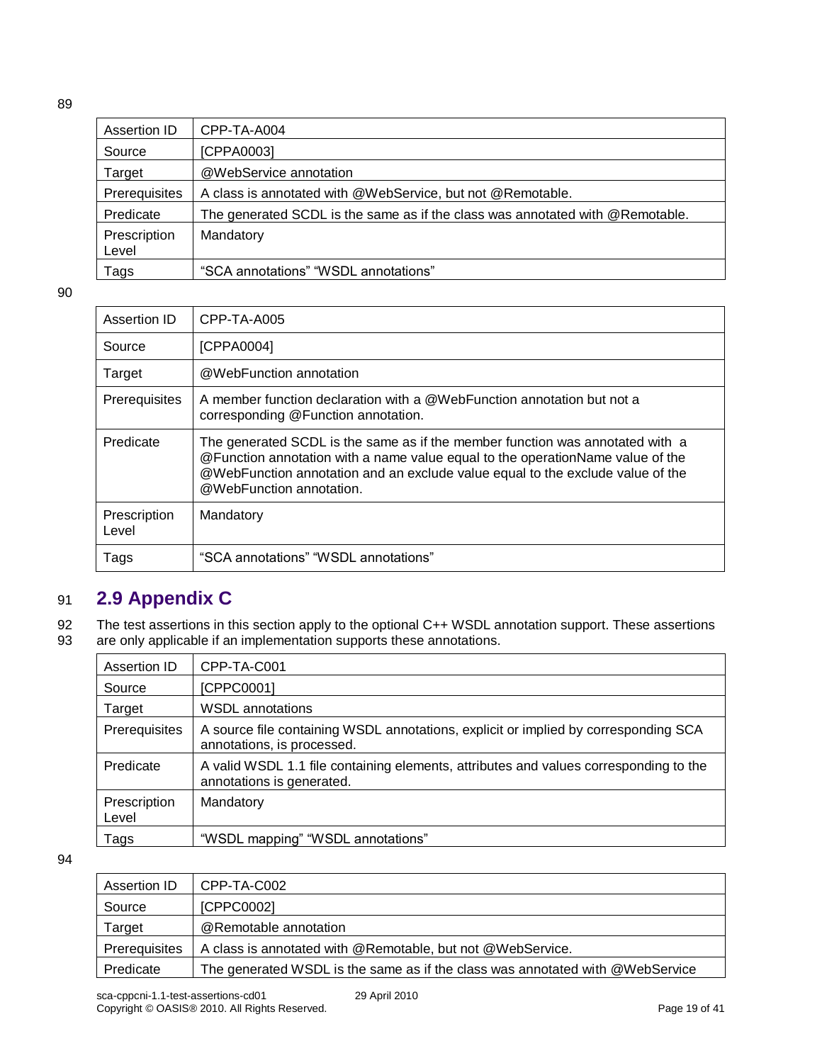| | |
|---|---|
| Assertion ID | CPP-TA-A004 |
| Source | [CPPA0003] |
| Target | @WebService annotation |
| Prerequisites | A class is annotated with @WebService, but not @Remotable. |
| Predicate | The generated SCDL is the same as if the class was annotated with @Remotable. |
| Prescription Level | Mandatory |
| Tags | “SCA annotations” “WSDL annotations” |

| | |
|---|---|
| Assertion ID | CPP-TA-A005 |
| Source | [CPPA0004] |
| Target | @WebFunction annotation |
| Prerequisites | A member function declaration with a @WebFunction annotation but not a corresponding @Function annotation. |
| Predicate | The generated SCDL is the same as if the member function was annotated with a @Function annotation with a name value equal to the operationName value of the @WebFunction annotation and an exclude value equal to the exclude value of the @WebFunction annotation. |
| Prescription Level | Mandatory |
| Tags | “SCA annotations” “WSDL annotations” |

## 2.9 Appendix C

The test assertions in this section apply to the optional C++ WSDL annotation support. These assertions are only applicable if an implementation supports these annotations.

| | |
|---|---|
| Assertion ID | CPP-TA-C001 |
| Source | [CPPC0001] |
| Target | WSDL annotations |
| Prerequisites | A source file containing WSDL annotations, explicit or implied by corresponding SCA annotations, is processed. |
| Predicate | A valid WSDL 1.1 file containing elements, attributes and values corresponding to the annotations is generated. |
| Prescription Level | Mandatory |
| Tags | “WSDL mapping” “WSDL annotations” |

| | |
|---|---|
| Assertion ID | CPP-TA-C002 |
| Source | [CPPC0002] |
| Target | @Remotable annotation |
| Prerequisites | A class is annotated with @Remotable, but not @WebService. |
| Predicate | The generated WSDL is the same as if the class was annotated with @WebService |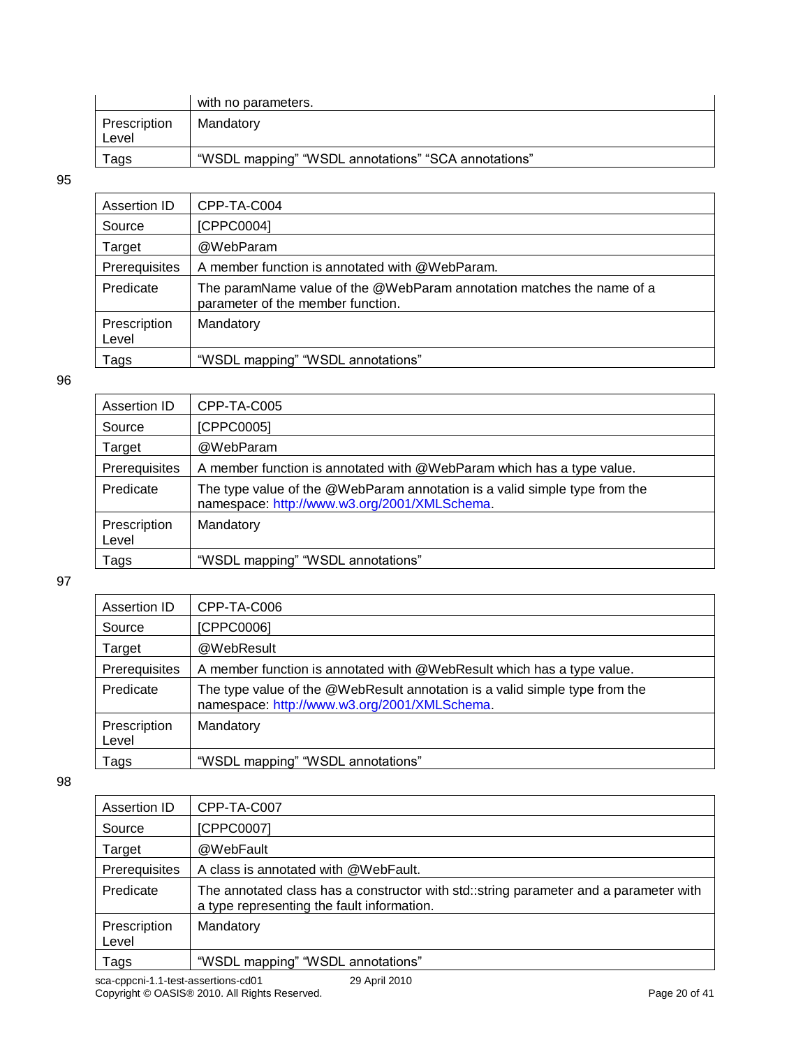| | |
|---|---|
| | with no parameters. |
| Prescription Level | Mandatory |
| Tags | “WSDL mapping” “WSDL annotations” “SCA annotations” |

95

| | |
|---|---|
| Assertion ID | CPP-TA-C004 |
| Source | [CPPC0004] |
| Target | @WebParam |
| Prerequisites | A member function is annotated with @WebParam. |
| Predicate | The paramName value of the @WebParam annotation matches the name of a parameter of the member function. |
| Prescription Level | Mandatory |
| Tags | “WSDL mapping” “WSDL annotations” |

96

| | |
|---|---|
| Assertion ID | CPP-TA-C005 |
| Source | [CPPC0005] |
| Target | @WebParam |
| Prerequisites | A member function is annotated with @WebParam which has a type value. |
| Predicate | The type value of the @WebParam annotation is a valid simple type from the namespace: http://www.w3.org/2001/XMLSchema. |
| Prescription Level | Mandatory |
| Tags | “WSDL mapping” “WSDL annotations” |

97

| | |
|---|---|
| Assertion ID | CPP-TA-C006 |
| Source | [CPPC0006] |
| Target | @WebResult |
| Prerequisites | A member function is annotated with @WebResult which has a type value. |
| Predicate | The type value of the @WebResult annotation is a valid simple type from the namespace: http://www.w3.org/2001/XMLSchema. |
| Prescription Level | Mandatory |
| Tags | “WSDL mapping” “WSDL annotations” |

98

| | |
|---|---|
| Assertion ID | CPP-TA-C007 |
| Source | [CPPC0007] |
| Target | @WebFault |
| Prerequisites | A class is annotated with @WebFault. |
| Predicate | The annotated class has a constructor with std::string parameter and a parameter with a type representing the fault information. |
| Prescription Level | Mandatory |
| Tags | “WSDL mapping” “WSDL annotations” |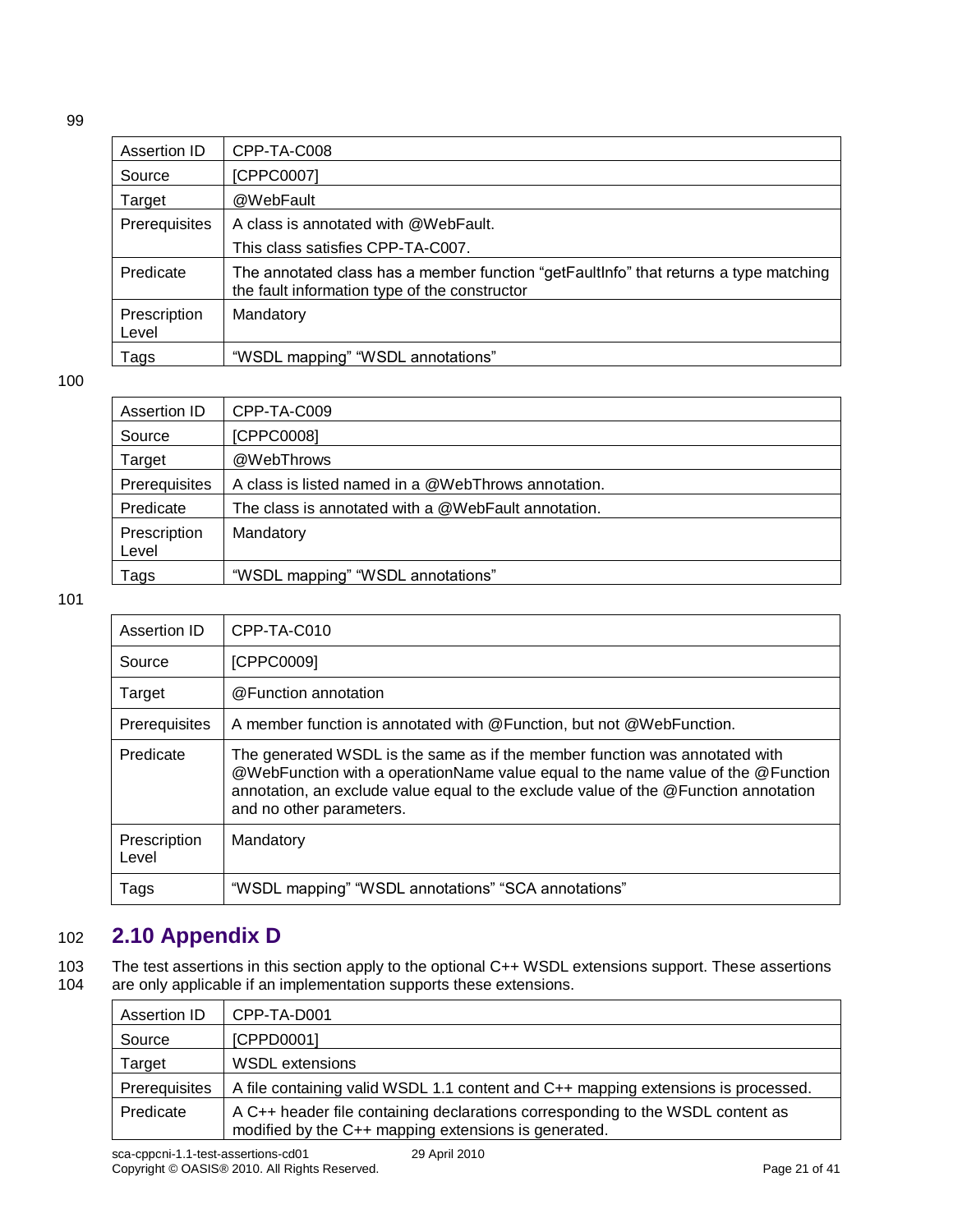| | |
|---|---|
| Assertion ID | CPP-TA-C008 |
| Source | [CPPC0007] |
| Target | @WebFault |
| Prerequisites | A class is annotated with @WebFault.<br>This class satisfies CPP-TA-C007. |
| Predicate | The annotated class has a member function "getFaultInfo" that returns a type matching the fault information type of the constructor |
| Prescription Level | Mandatory |
| Tags | "WSDL mapping" "WSDL annotations" |

| | |
|---|---|
| Assertion ID | CPP-TA-C009 |
| Source | [CPPC0008] |
| Target | @WebThrows |
| Prerequisites | A class is listed named in a @WebThrows annotation. |
| Predicate | The class is annotated with a @WebFault annotation. |
| Prescription Level | Mandatory |
| Tags | "WSDL mapping" "WSDL annotations" |

| | |
|---|---|
| Assertion ID | CPP-TA-C010 |
| Source | [CPPC0009] |
| Target | @Function annotation |
| Prerequisites | A member function is annotated with @Function, but not @WebFunction. |
| Predicate | The generated WSDL is the same as if the member function was annotated with @WebFunction with a operationName value equal to the name value of the @Function annotation, an exclude value equal to the exclude value of the @Function annotation and no other parameters. |
| Prescription Level | Mandatory |
| Tags | "WSDL mapping" "WSDL annotations" "SCA annotations" |

## 2.10 Appendix D

The test assertions in this section apply to the optional C++ WSDL extensions support. These assertions are only applicable if an implementation supports these extensions.

| | |
|---|---|
| Assertion ID | CPP-TA-D001 |
| Source | [CPPD0001] |
| Target | WSDL extensions |
| Prerequisites | A file containing valid WSDL 1.1 content and C++ mapping extensions is processed. |
| Predicate | A C++ header file containing declarations corresponding to the WSDL content as modified by the C++ mapping extensions is generated. |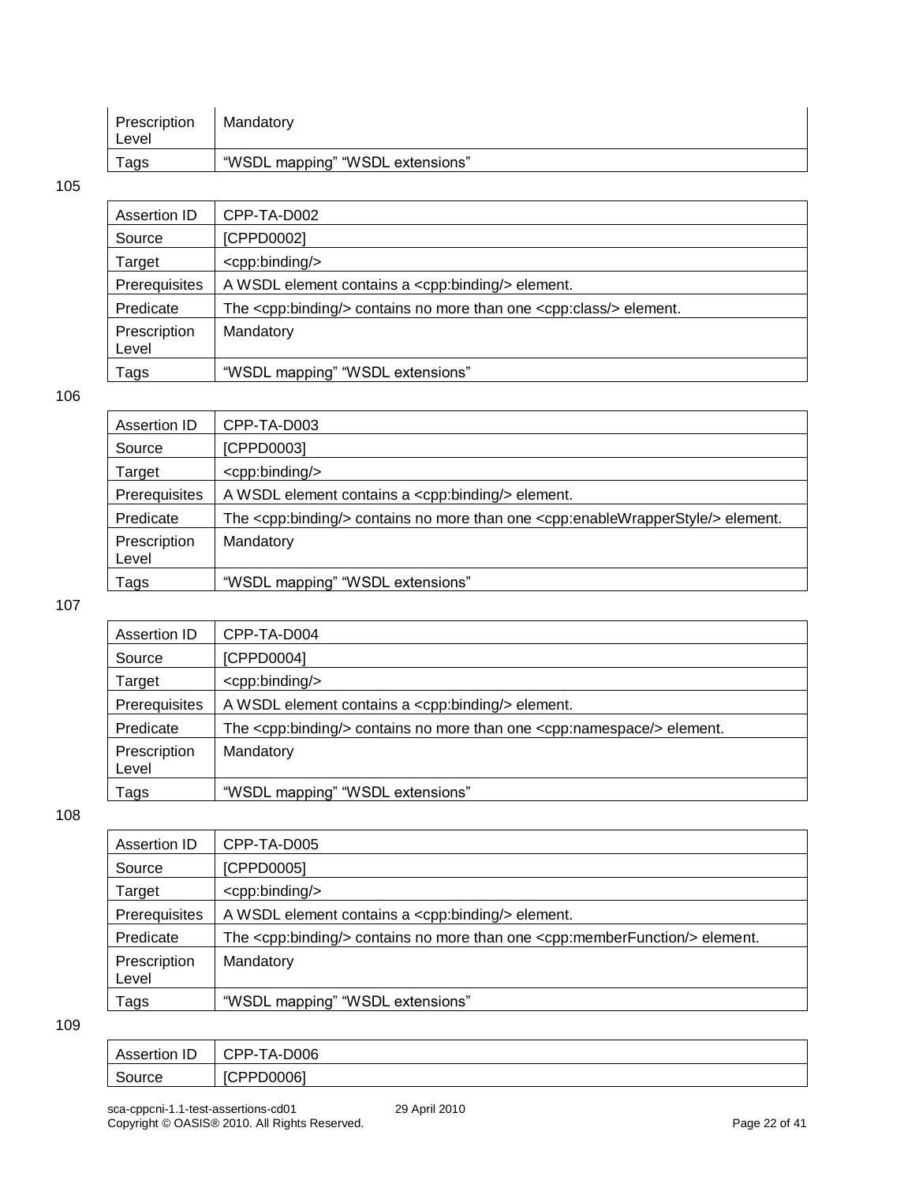| | |
|---|---|
| Prescription Level | Mandatory |
| Tags | “WSDL mapping” “WSDL extensions” |

105

| | |
|---|---|
| Assertion ID | CPP-TA-D002 |
| Source | [CPPD0002] |
| Target | <cpp:binding/> |
| Prerequisites | A WSDL element contains a <cpp:binding/> element. |
| Predicate | The <cpp:binding/> contains no more than one <cpp:class/> element. |
| Prescription Level | Mandatory |
| Tags | “WSDL mapping” “WSDL extensions” |

106

| | |
|---|---|
| Assertion ID | CPP-TA-D003 |
| Source | [CPPD0003] |
| Target | <cpp:binding/> |
| Prerequisites | A WSDL element contains a <cpp:binding/> element. |
| Predicate | The <cpp:binding/> contains no more than one <cpp:enableWrapperStyle/> element. |
| Prescription Level | Mandatory |
| Tags | “WSDL mapping” “WSDL extensions” |

107

| | |
|---|---|
| Assertion ID | CPP-TA-D004 |
| Source | [CPPD0004] |
| Target | <cpp:binding/> |
| Prerequisites | A WSDL element contains a <cpp:binding/> element. |
| Predicate | The <cpp:binding/> contains no more than one <cpp:namespace/> element. |
| Prescription Level | Mandatory |
| Tags | “WSDL mapping” “WSDL extensions” |

108

| | |
|---|---|
| Assertion ID | CPP-TA-D005 |
| Source | [CPPD0005] |
| Target | <cpp:binding/> |
| Prerequisites | A WSDL element contains a <cpp:binding/> element. |
| Predicate | The <cpp:binding/> contains no more than one <cpp:memberFunction/> element. |
| Prescription Level | Mandatory |
| Tags | “WSDL mapping” “WSDL extensions” |

109

| | |
|---|---|
| Assertion ID | CPP-TA-D006 |
| Source | [CPPD0006] |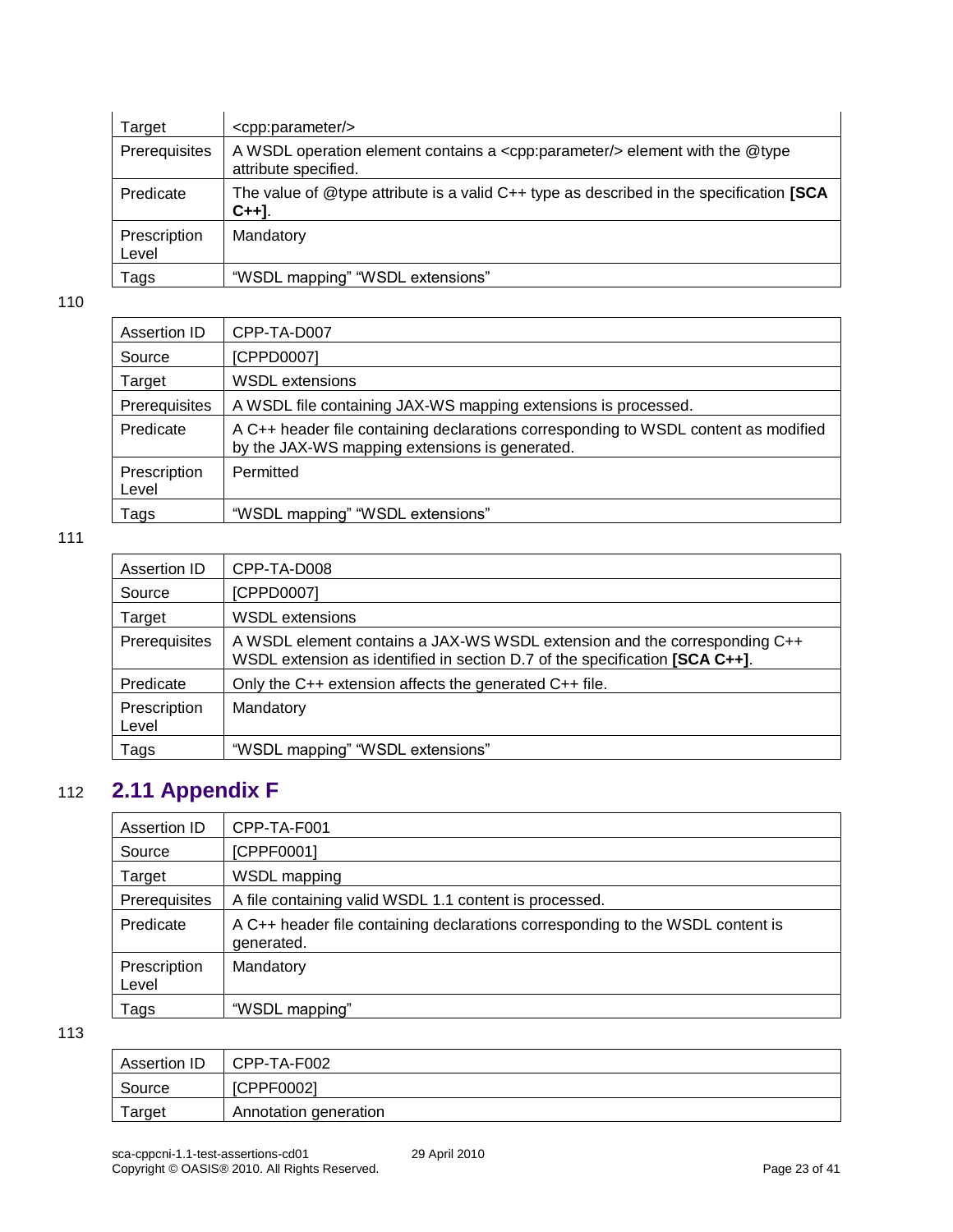| | |
|---|---|
| Target | <cpp:parameter/> |
| Prerequisites | A WSDL operation element contains a <cpp:parameter/> element with the @type attribute specified. |
| Predicate | The value of @type attribute is a valid C++ type as described in the specification **[SCA C++]**. |
| Prescription Level | Mandatory |
| Tags | “WSDL mapping” “WSDL extensions” |

110

| | |
|---|---|
| Assertion ID | CPP-TA-D007 |
| Source | [CPPD0007] |
| Target | WSDL extensions |
| Prerequisites | A WSDL file containing JAX-WS mapping extensions is processed. |
| Predicate | A C++ header file containing declarations corresponding to WSDL content as modified by the JAX-WS mapping extensions is generated. |
| Prescription Level | Permitted |
| Tags | “WSDL mapping” “WSDL extensions” |

111

| | |
|---|---|
| Assertion ID | CPP-TA-D008 |
| Source | [CPPD0007] |
| Target | WSDL extensions |
| Prerequisites | A WSDL element contains a JAX-WS WSDL extension and the corresponding C++ WSDL extension as identified in section D.7 of the specification **[SCA C++]**. |
| Predicate | Only the C++ extension affects the generated C++ file. |
| Prescription Level | Mandatory |
| Tags | “WSDL mapping” “WSDL extensions” |

112

## 2.11 Appendix F

| | |
|---|---|
| Assertion ID | CPP-TA-F001 |
| Source | [CPPF0001] |
| Target | WSDL mapping |
| Prerequisites | A file containing valid WSDL 1.1 content is processed. |
| Predicate | A C++ header file containing declarations corresponding to the WSDL content is generated. |
| Prescription Level | Mandatory |
| Tags | “WSDL mapping” |

113

| | |
|---|---|
| Assertion ID | CPP-TA-F002 |
| Source | [CPPF0002] |
| Target | Annotation generation |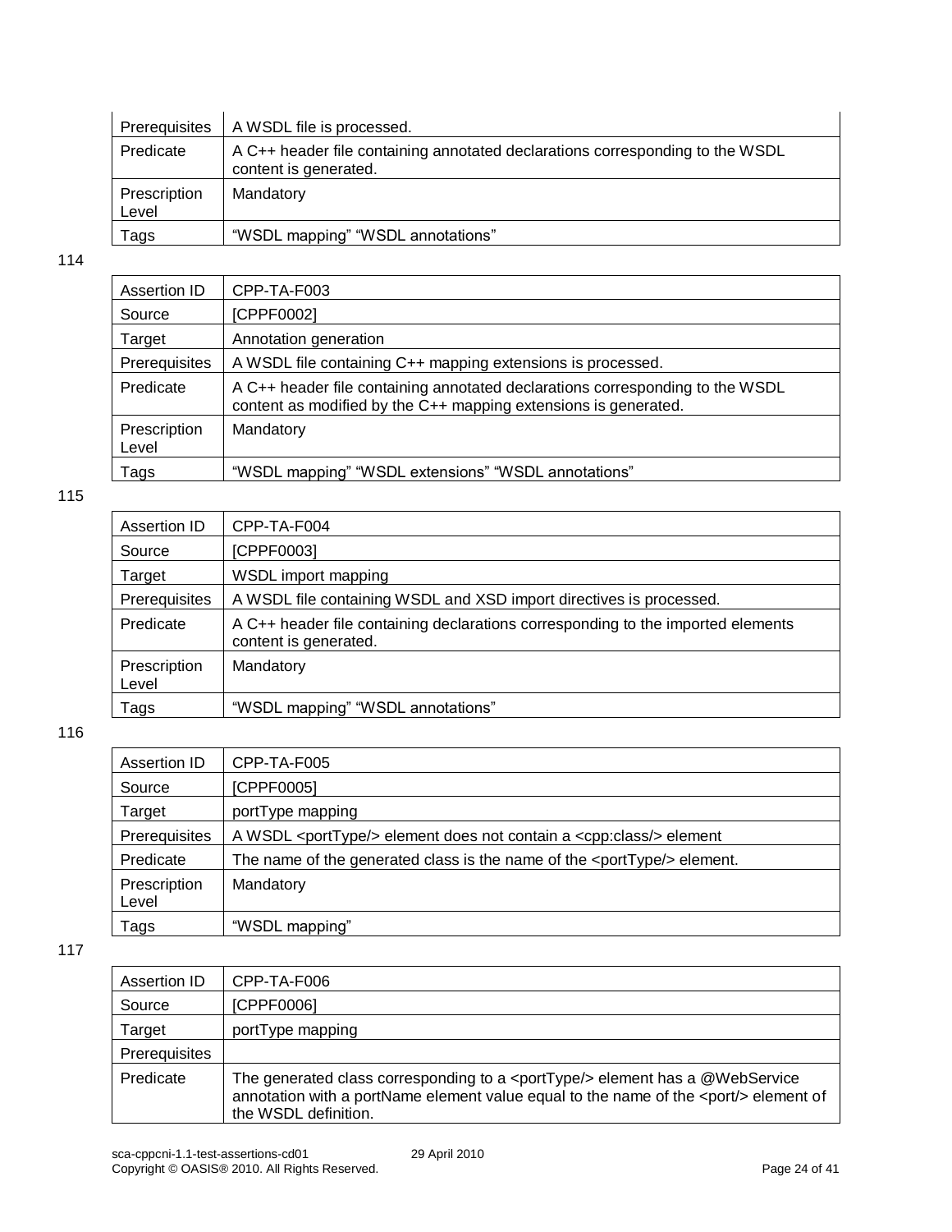| | |
|---|---|
| Prerequisites | A WSDL file is processed. |
| Predicate | A C++ header file containing annotated declarations corresponding to the WSDL content is generated. |
| Prescription Level | Mandatory |
| Tags | “WSDL mapping” “WSDL annotations” |

114

| | |
|---|---|
| Assertion ID | CPP-TA-F003 |
| Source | [CPPF0002] |
| Target | Annotation generation |
| Prerequisites | A WSDL file containing C++ mapping extensions is processed. |
| Predicate | A C++ header file containing annotated declarations corresponding to the WSDL content as modified by the C++ mapping extensions is generated. |
| Prescription Level | Mandatory |
| Tags | “WSDL mapping” “WSDL extensions” “WSDL annotations” |

115

| | |
|---|---|
| Assertion ID | CPP-TA-F004 |
| Source | [CPPF0003] |
| Target | WSDL import mapping |
| Prerequisites | A WSDL file containing WSDL and XSD import directives is processed. |
| Predicate | A C++ header file containing declarations corresponding to the imported elements content is generated. |
| Prescription Level | Mandatory |
| Tags | “WSDL mapping” “WSDL annotations” |

116

| | |
|---|---|
| Assertion ID | CPP-TA-F005 |
| Source | [CPPF0005] |
| Target | portType mapping |
| Prerequisites | A WSDL <portType/> element does not contain a <cpp:class/> element |
| Predicate | The name of the generated class is the name of the <portType/> element. |
| Prescription Level | Mandatory |
| Tags | “WSDL mapping” |

117

| | |
|---|---|
| Assertion ID | CPP-TA-F006 |
| Source | [CPPF0006] |
| Target | portType mapping |
| Prerequisites | |
| Predicate | The generated class corresponding to a <portType/> element has a @WebService annotation with a portName element value equal to the name of the <port/> element of the WSDL definition. |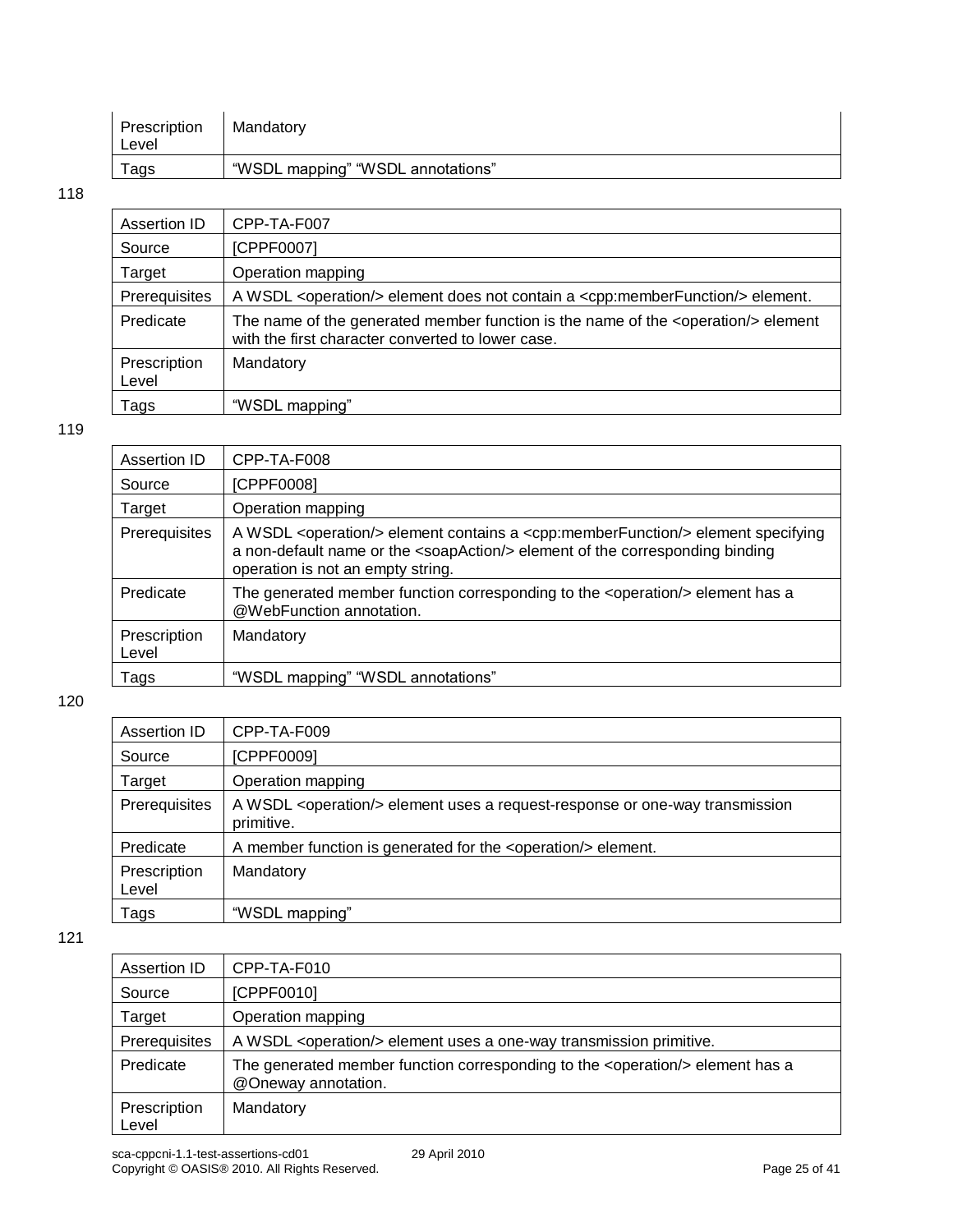| | |
|---|---|
| Prescription Level | Mandatory |
| Tags | “WSDL mapping” “WSDL annotations” |

118

| | |
|---|---|
| Assertion ID | CPP-TA-F007 |
| Source | [CPPF0007] |
| Target | Operation mapping |
| Prerequisites | A WSDL <operation/> element does not contain a <cpp:memberFunction/> element. |
| Predicate | The name of the generated member function is the name of the <operation/> element with the first character converted to lower case. |
| Prescription Level | Mandatory |
| Tags | “WSDL mapping” |

119

| | |
|---|---|
| Assertion ID | CPP-TA-F008 |
| Source | [CPPF0008] |
| Target | Operation mapping |
| Prerequisites | A WSDL <operation/> element contains a <cpp:memberFunction/> element specifying a non-default name or the <soapAction/> element of the corresponding binding operation is not an empty string. |
| Predicate | The generated member function corresponding to the <operation/> element has a @WebFunction annotation. |
| Prescription Level | Mandatory |
| Tags | “WSDL mapping” “WSDL annotations” |

120

| | |
|---|---|
| Assertion ID | CPP-TA-F009 |
| Source | [CPPF0009] |
| Target | Operation mapping |
| Prerequisites | A WSDL <operation/> element uses a request-response or one-way transmission primitive. |
| Predicate | A member function is generated for the <operation/> element. |
| Prescription Level | Mandatory |
| Tags | “WSDL mapping” |

121

| | |
|---|---|
| Assertion ID | CPP-TA-F010 |
| Source | [CPPF0010] |
| Target | Operation mapping |
| Prerequisites | A WSDL <operation/> element uses a one-way transmission primitive. |
| Predicate | The generated member function corresponding to the <operation/> element has a @Oneway annotation. |
| Prescription Level | Mandatory |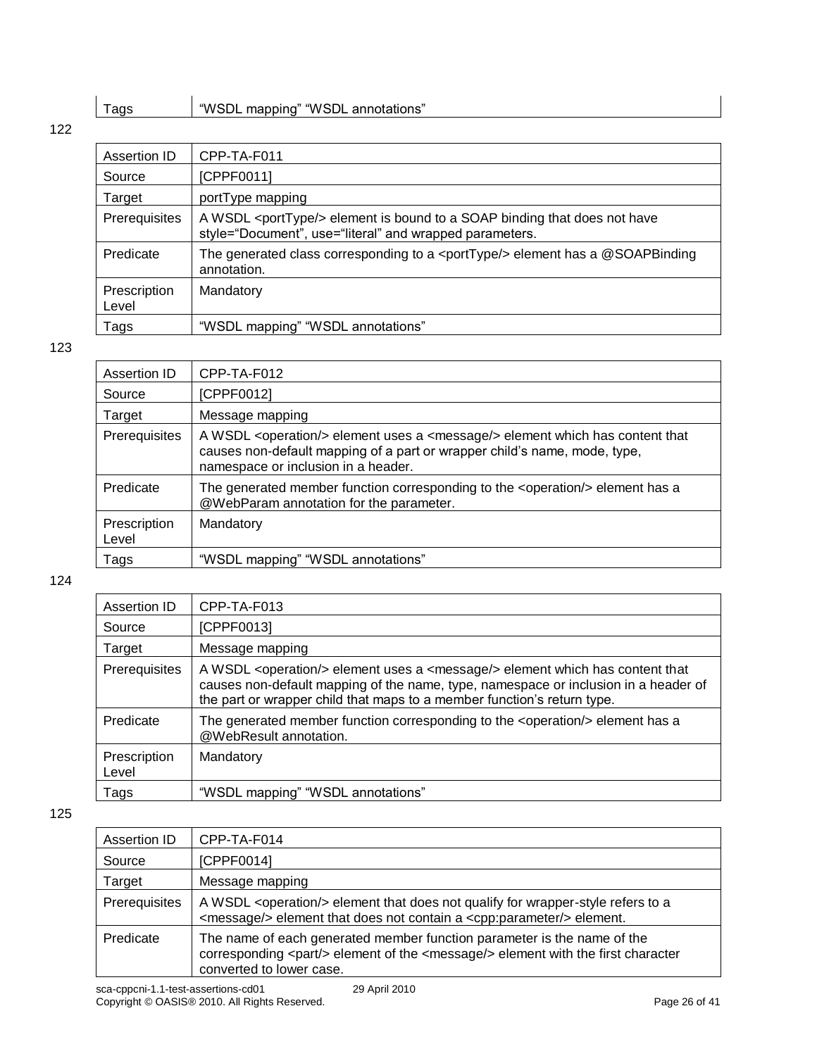| Tags | "WSDL mapping" "WSDL annotations" |
|---|---|

122

| Assertion ID | CPP-TA-F011 |
|---|---|
| Source | [CPPF0011] |
| Target | portType mapping |
| Prerequisites | A WSDL <portType/> element is bound to a SOAP binding that does not have style="Document", use="literal" and wrapped parameters. |
| Predicate | The generated class corresponding to a <portType/> element has a @SOAPBinding annotation. |
| Prescription Level | Mandatory |
| Tags | "WSDL mapping" "WSDL annotations" |

123

| Assertion ID | CPP-TA-F012 |
|---|---|
| Source | [CPPF0012] |
| Target | Message mapping |
| Prerequisites | A WSDL <operation/> element uses a <message/> element which has content that causes non-default mapping of a part or wrapper child's name, mode, type, namespace or inclusion in a header. |
| Predicate | The generated member function corresponding to the <operation/> element has a @WebParam annotation for the parameter. |
| Prescription Level | Mandatory |
| Tags | "WSDL mapping" "WSDL annotations" |

124

| Assertion ID | CPP-TA-F013 |
|---|---|
| Source | [CPPF0013] |
| Target | Message mapping |
| Prerequisites | A WSDL <operation/> element uses a <message/> element which has content that causes non-default mapping of the name, type, namespace or inclusion in a header of the part or wrapper child that maps to a member function's return type. |
| Predicate | The generated member function corresponding to the <operation/> element has a @WebResult annotation. |
| Prescription Level | Mandatory |
| Tags | "WSDL mapping" "WSDL annotations" |

125

| Assertion ID | CPP-TA-F014 |
|---|---|
| Source | [CPPF0014] |
| Target | Message mapping |
| Prerequisites | A WSDL <operation/> element that does not qualify for wrapper-style refers to a <message/> element that does not contain a <cpp:parameter/> element. |
| Predicate | The name of each generated member function parameter is the name of the corresponding <part/> element of the <message/> element with the first character converted to lower case. |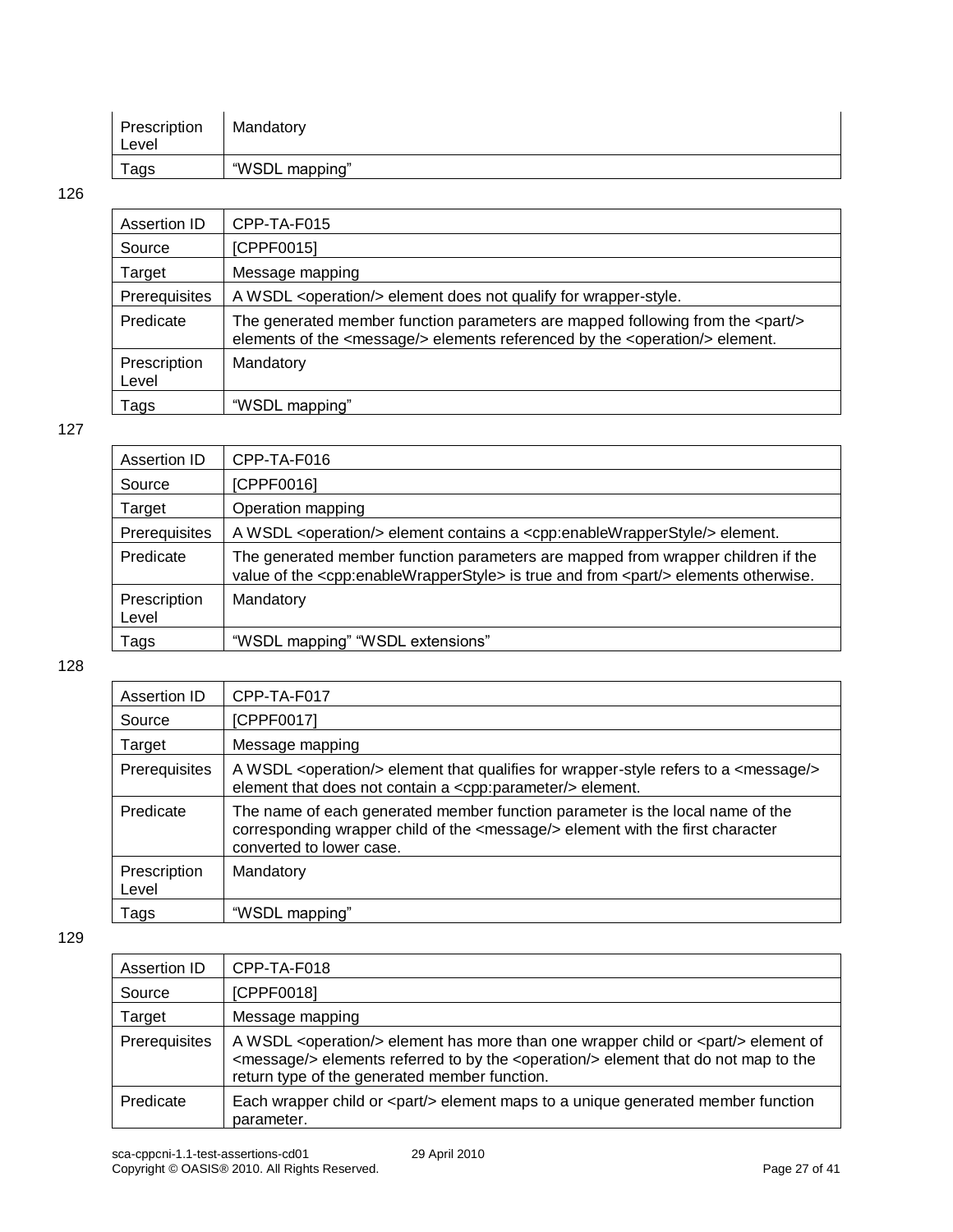| | |
|---|---|
| Prescription Level | Mandatory |
| Tags | “WSDL mapping” |

126

| | |
|---|---|
| Assertion ID | CPP-TA-F015 |
| Source | [CPPF0015] |
| Target | Message mapping |
| Prerequisites | A WSDL <operation/> element does not qualify for wrapper-style. |
| Predicate | The generated member function parameters are mapped following from the <part/> elements of the <message/> elements referenced by the <operation/> element. |
| Prescription Level | Mandatory |
| Tags | “WSDL mapping” |

127

| | |
|---|---|
| Assertion ID | CPP-TA-F016 |
| Source | [CPPF0016] |
| Target | Operation mapping |
| Prerequisites | A WSDL <operation/> element contains a <cpp:enableWrapperStyle/> element. |
| Predicate | The generated member function parameters are mapped from wrapper children if the value of the <cpp:enableWrapperStyle> is true and from <part/> elements otherwise. |
| Prescription Level | Mandatory |
| Tags | “WSDL mapping” “WSDL extensions” |

128

| | |
|---|---|
| Assertion ID | CPP-TA-F017 |
| Source | [CPPF0017] |
| Target | Message mapping |
| Prerequisites | A WSDL <operation/> element that qualifies for wrapper-style refers to a <message/> element that does not contain a <cpp:parameter/> element. |
| Predicate | The name of each generated member function parameter is the local name of the corresponding wrapper child of the <message/> element with the first character converted to lower case. |
| Prescription Level | Mandatory |
| Tags | “WSDL mapping” |

129

| | |
|---|---|
| Assertion ID | CPP-TA-F018 |
| Source | [CPPF0018] |
| Target | Message mapping |
| Prerequisites | A WSDL <operation/> element has more than one wrapper child or <part/> element of <message/> elements referred to by the <operation/> element that do not map to the return type of the generated member function. |
| Predicate | Each wrapper child or <part/> element maps to a unique generated member function parameter. |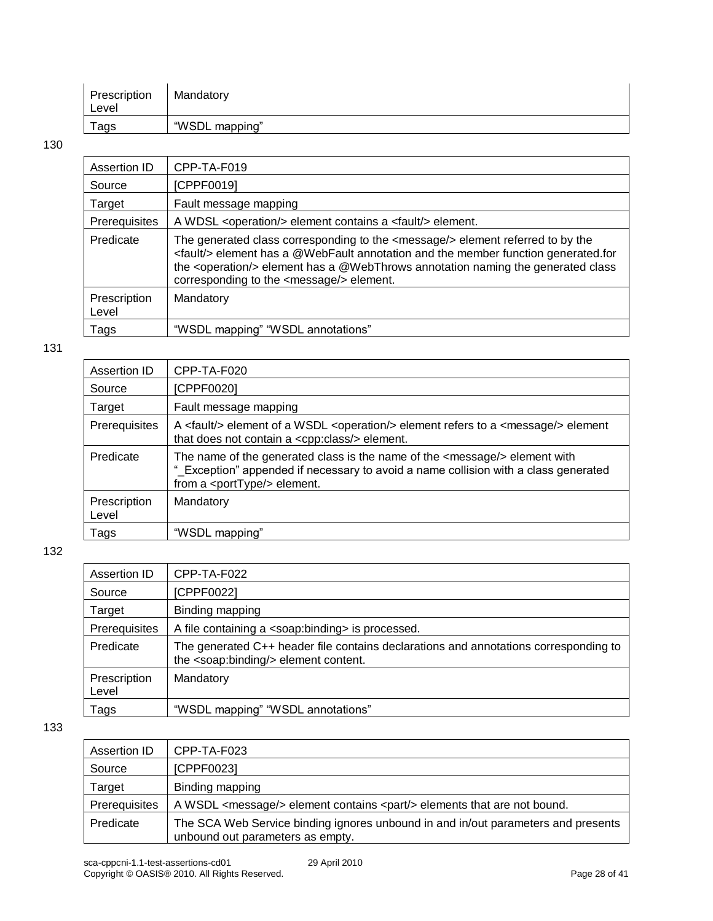| | |
|---|---|
| Prescription Level | Mandatory |
| Tags | “WSDL mapping” |

130

| | |
|---|---|
| Assertion ID | CPP-TA-F019 |
| Source | [CPPF0019] |
| Target | Fault message mapping |
| Prerequisites | A WDSL <operation/> element contains a <fault/> element. |
| Predicate | The generated class corresponding to the <message/> element referred to by the <fault/> element has a @WebFault annotation and the member function generated.for the <operation/> element has a @WebThrows annotation naming the generated class corresponding to the <message/> element. |
| Prescription Level | Mandatory |
| Tags | “WSDL mapping” “WSDL annotations” |

131

| | |
|---|---|
| Assertion ID | CPP-TA-F020 |
| Source | [CPPF0020] |
| Target | Fault message mapping |
| Prerequisites | A <fault/> element of a WSDL <operation/> element refers to a <message/> element that does not contain a <cpp:class/> element. |
| Predicate | The name of the generated class is the name of the <message/> element with “_Exception” appended if necessary to avoid a name collision with a class generated from a <portType/> element. |
| Prescription Level | Mandatory |
| Tags | “WSDL mapping” |

132

| | |
|---|---|
| Assertion ID | CPP-TA-F022 |
| Source | [CPPF0022] |
| Target | Binding mapping |
| Prerequisites | A file containing a <soap:binding> is processed. |
| Predicate | The generated C++ header file contains declarations and annotations corresponding to the <soap:binding/> element content. |
| Prescription Level | Mandatory |
| Tags | “WSDL mapping” “WSDL annotations” |

133

| | |
|---|---|
| Assertion ID | CPP-TA-F023 |
| Source | [CPPF0023] |
| Target | Binding mapping |
| Prerequisites | A WSDL <message/> element contains <part/> elements that are not bound. |
| Predicate | The SCA Web Service binding ignores unbound in and in/out parameters and presents unbound out parameters as empty. |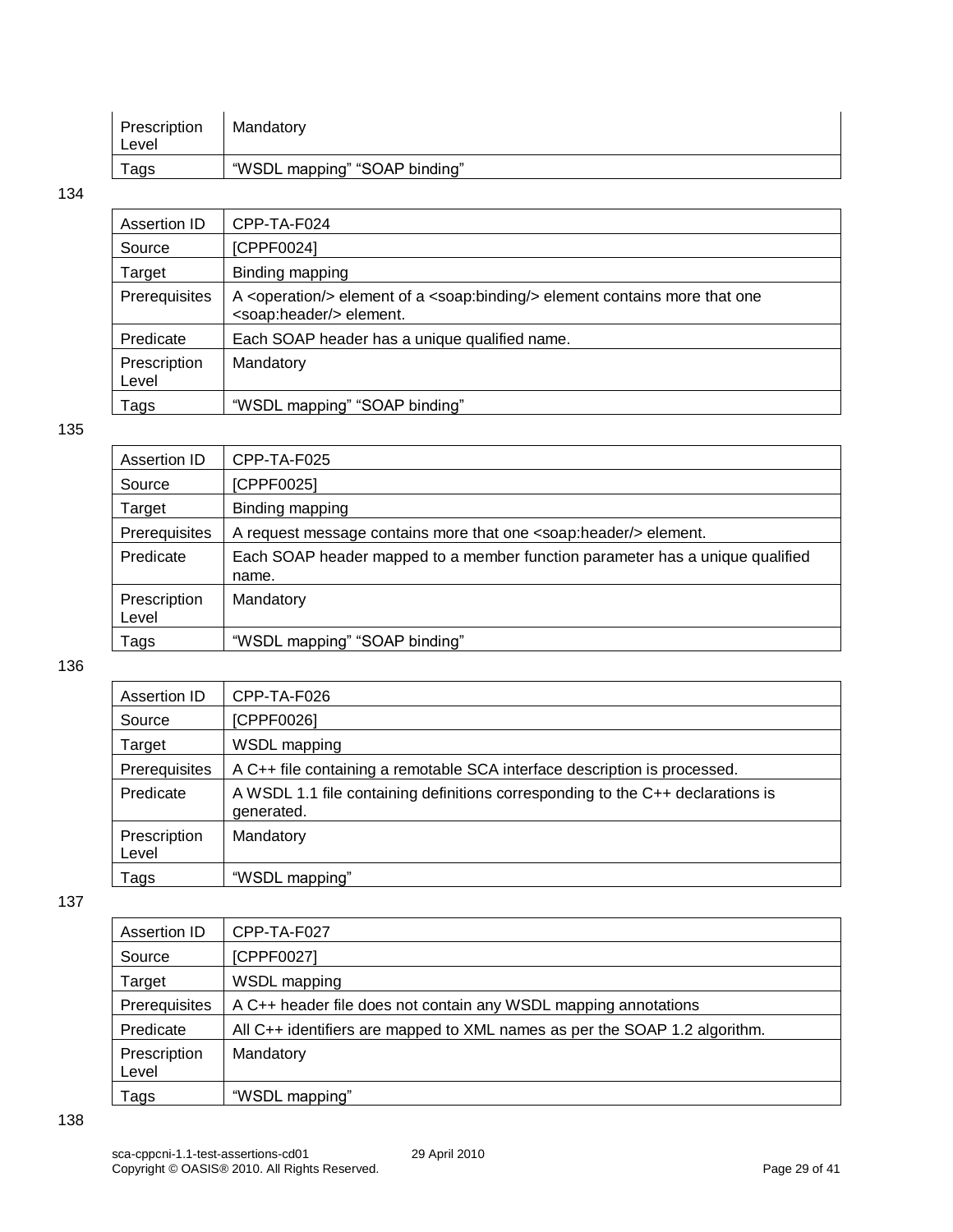| | |
|---|---|
| Prescription Level | Mandatory |
| Tags | “WSDL mapping” “SOAP binding” |

134

| | |
|---|---|
| Assertion ID | CPP-TA-F024 |
| Source | [CPPF0024] |
| Target | Binding mapping |
| Prerequisites | A <operation/> element of a <soap:binding/> element contains more that one <soap:header/> element. |
| Predicate | Each SOAP header has a unique qualified name. |
| Prescription Level | Mandatory |
| Tags | “WSDL mapping” “SOAP binding” |

135

| | |
|---|---|
| Assertion ID | CPP-TA-F025 |
| Source | [CPPF0025] |
| Target | Binding mapping |
| Prerequisites | A request message contains more that one <soap:header/> element. |
| Predicate | Each SOAP header mapped to a member function parameter has a unique qualified name. |
| Prescription Level | Mandatory |
| Tags | “WSDL mapping” “SOAP binding” |

136

| | |
|---|---|
| Assertion ID | CPP-TA-F026 |
| Source | [CPPF0026] |
| Target | WSDL mapping |
| Prerequisites | A C++ file containing a remotable SCA interface description is processed. |
| Predicate | A WSDL 1.1 file containing definitions corresponding to the C++ declarations is generated. |
| Prescription Level | Mandatory |
| Tags | “WSDL mapping” |

137

| | |
|---|---|
| Assertion ID | CPP-TA-F027 |
| Source | [CPPF0027] |
| Target | WSDL mapping |
| Prerequisites | A C++ header file does not contain any WSDL mapping annotations |
| Predicate | All C++ identifiers are mapped to XML names as per the SOAP 1.2 algorithm. |
| Prescription Level | Mandatory |
| Tags | “WSDL mapping” |

138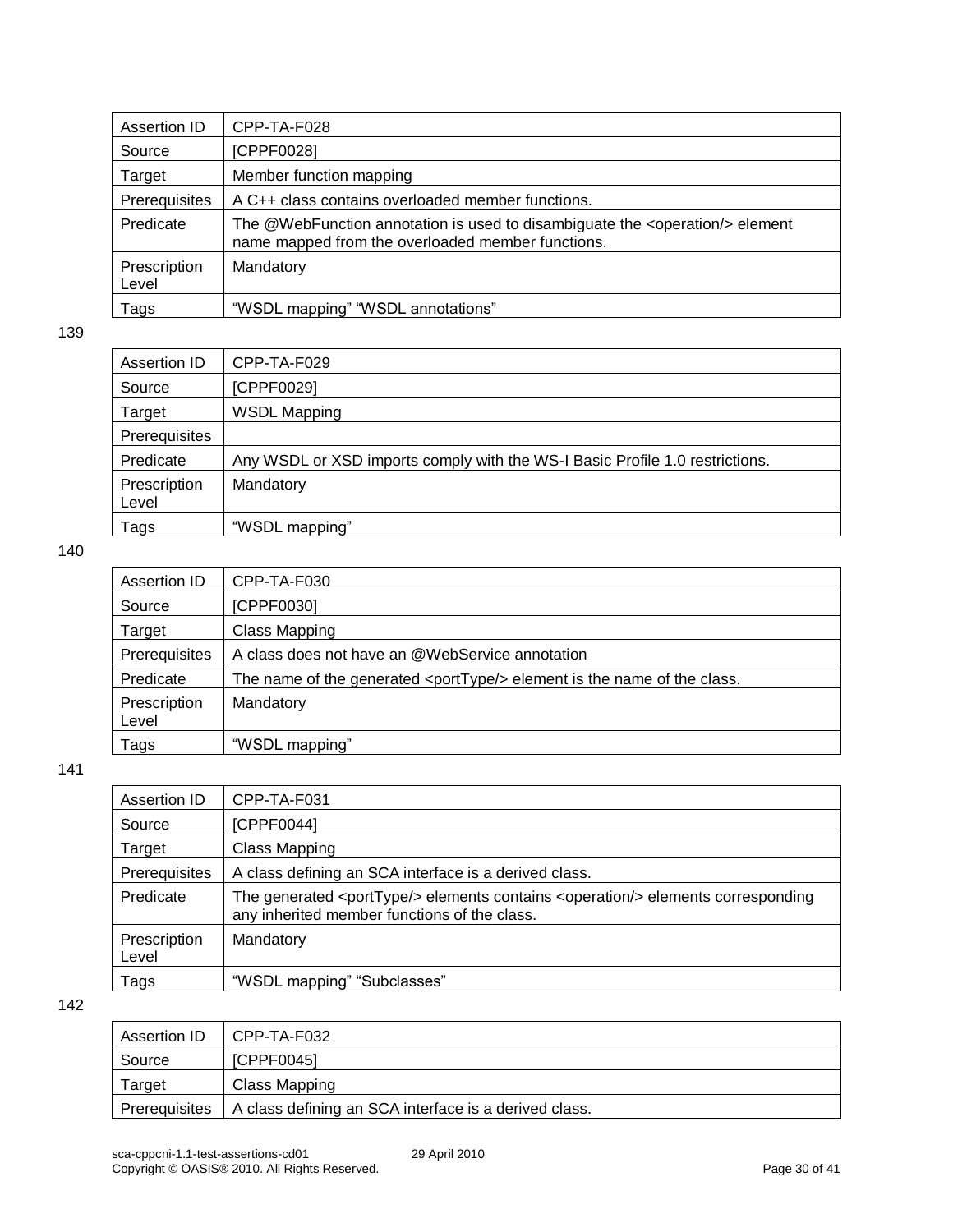| | |
|---|---|
| Assertion ID | CPP-TA-F028 |
| Source | [CPPF0028] |
| Target | Member function mapping |
| Prerequisites | A C++ class contains overloaded member functions. |
| Predicate | The @WebFunction annotation is used to disambiguate the <operation/> element name mapped from the overloaded member functions. |
| Prescription Level | Mandatory |
| Tags | "WSDL mapping" "WSDL annotations" |

139

| | |
|---|---|
| Assertion ID | CPP-TA-F029 |
| Source | [CPPF0029] |
| Target | WSDL Mapping |
| Prerequisites | |
| Predicate | Any WSDL or XSD imports comply with the WS-I Basic Profile 1.0 restrictions. |
| Prescription Level | Mandatory |
| Tags | "WSDL mapping" |

140

| | |
|---|---|
| Assertion ID | CPP-TA-F030 |
| Source | [CPPF0030] |
| Target | Class Mapping |
| Prerequisites | A class does not have an @WebService annotation |
| Predicate | The name of the generated <portType/> element is the name of the class. |
| Prescription Level | Mandatory |
| Tags | "WSDL mapping" |

141

| | |
|---|---|
| Assertion ID | CPP-TA-F031 |
| Source | [CPPF0044] |
| Target | Class Mapping |
| Prerequisites | A class defining an SCA interface is a derived class. |
| Predicate | The generated <portType/> elements contains <operation/> elements corresponding any inherited member functions of the class. |
| Prescription Level | Mandatory |
| Tags | "WSDL mapping" "Subclasses" |

142

| | |
|---|---|
| Assertion ID | CPP-TA-F032 |
| Source | [CPPF0045] |
| Target | Class Mapping |
| Prerequisites | A class defining an SCA interface is a derived class. |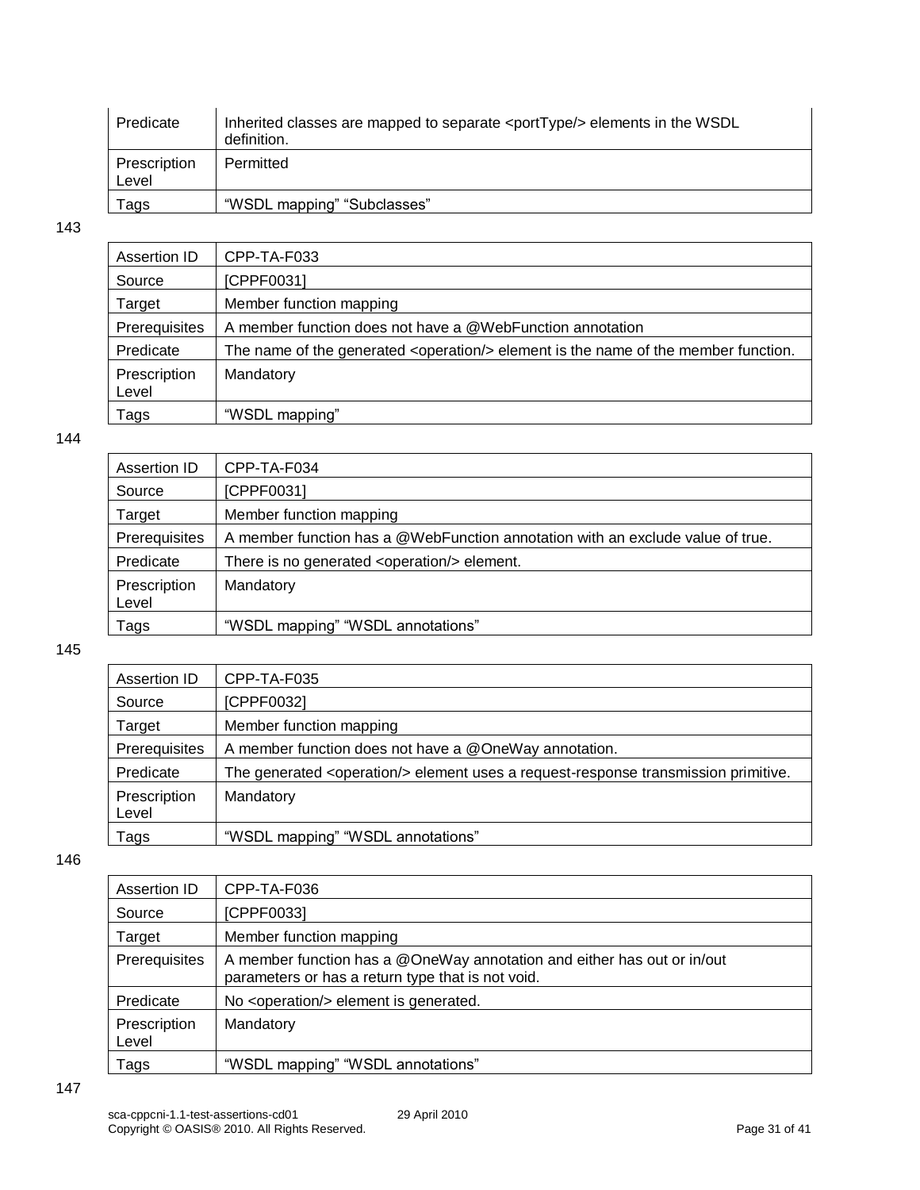| | |
|---|---|
| Predicate | Inherited classes are mapped to separate <portType/> elements in the WSDL definition. |
| Prescription Level | Permitted |
| Tags | “WSDL mapping” “Subclasses” |

143

| | |
|---|---|
| Assertion ID | CPP-TA-F033 |
| Source | [CPPF0031] |
| Target | Member function mapping |
| Prerequisites | A member function does not have a @WebFunction annotation |
| Predicate | The name of the generated <operation/> element is the name of the member function. |
| Prescription Level | Mandatory |
| Tags | “WSDL mapping” |

144

| | |
|---|---|
| Assertion ID | CPP-TA-F034 |
| Source | [CPPF0031] |
| Target | Member function mapping |
| Prerequisites | A member function has a @WebFunction annotation with an exclude value of true. |
| Predicate | There is no generated <operation/> element. |
| Prescription Level | Mandatory |
| Tags | “WSDL mapping” “WSDL annotations” |

145

| | |
|---|---|
| Assertion ID | CPP-TA-F035 |
| Source | [CPPF0032] |
| Target | Member function mapping |
| Prerequisites | A member function does not have a @OneWay annotation. |
| Predicate | The generated <operation/> element uses a request-response transmission primitive. |
| Prescription Level | Mandatory |
| Tags | “WSDL mapping” “WSDL annotations” |

146

| | |
|---|---|
| Assertion ID | CPP-TA-F036 |
| Source | [CPPF0033] |
| Target | Member function mapping |
| Prerequisites | A member function has a @OneWay annotation and either has out or in/out parameters or has a return type that is not void. |
| Predicate | No <operation/> element is generated. |
| Prescription Level | Mandatory |
| Tags | “WSDL mapping” “WSDL annotations” |

147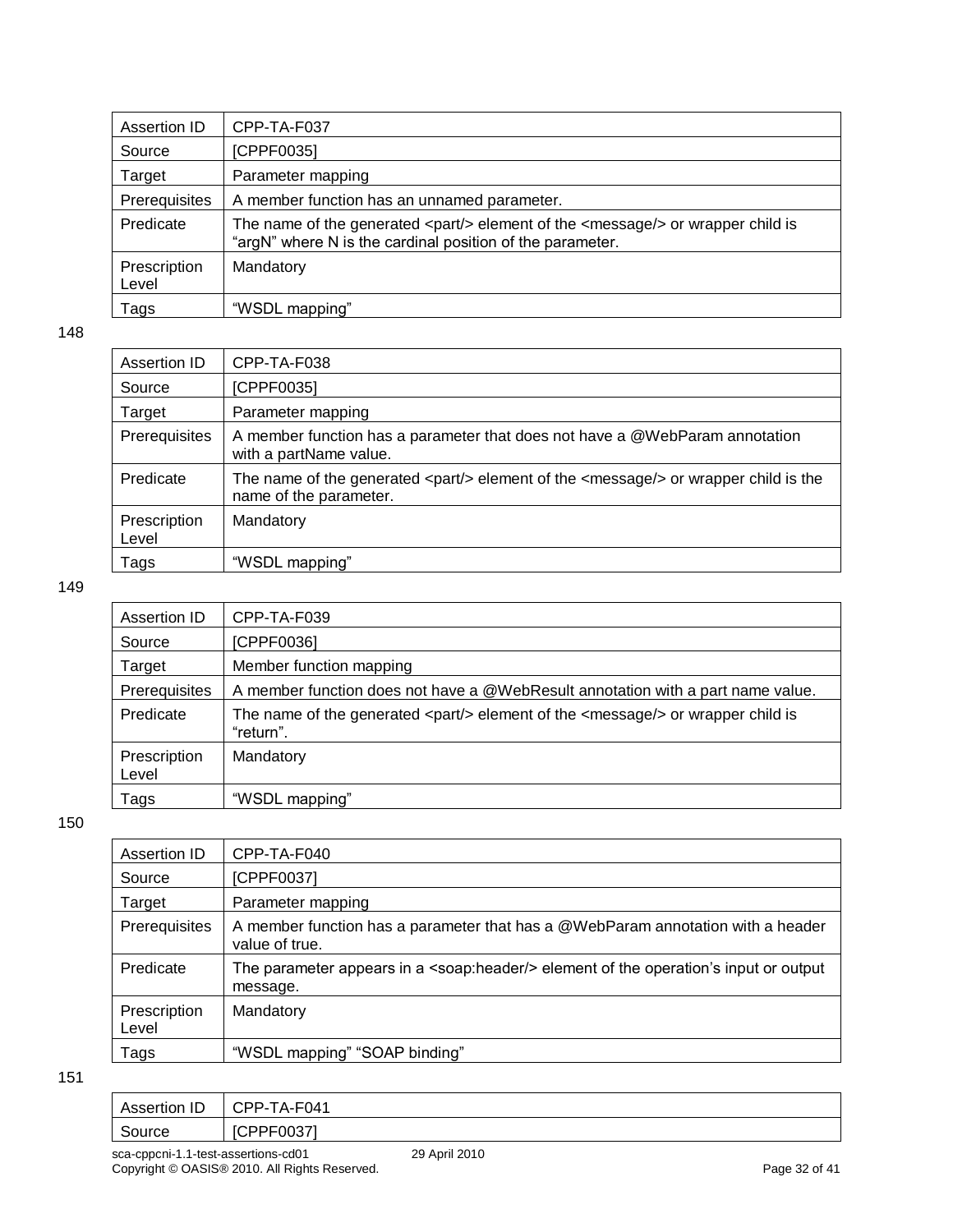| Assertion ID | CPP-TA-F037 |
|---|---|
| Source | [CPPF0035] |
| Target | Parameter mapping |
| Prerequisites | A member function has an unnamed parameter. |
| Predicate | The name of the generated <part/> element of the <message/> or wrapper child is “argN” where N is the cardinal position of the parameter. |
| Prescription Level | Mandatory |
| Tags | “WSDL mapping” |

148

| Assertion ID | CPP-TA-F038 |
|---|---|
| Source | [CPPF0035] |
| Target | Parameter mapping |
| Prerequisites | A member function has a parameter that does not have a @WebParam annotation with a partName value. |
| Predicate | The name of the generated <part/> element of the <message/> or wrapper child is the name of the parameter. |
| Prescription Level | Mandatory |
| Tags | “WSDL mapping” |

149

| Assertion ID | CPP-TA-F039 |
|---|---|
| Source | [CPPF0036] |
| Target | Member function mapping |
| Prerequisites | A member function does not have a @WebResult annotation with a part name value. |
| Predicate | The name of the generated <part/> element of the <message/> or wrapper child is “return”. |
| Prescription Level | Mandatory |
| Tags | “WSDL mapping” |

150

| Assertion ID | CPP-TA-F040 |
|---|---|
| Source | [CPPF0037] |
| Target | Parameter mapping |
| Prerequisites | A member function has a parameter that has a @WebParam annotation with a header value of true. |
| Predicate | The parameter appears in a <soap:header/> element of the operation’s input or output message. |
| Prescription Level | Mandatory |
| Tags | “WSDL mapping” “SOAP binding” |

151

| Assertion ID | CPP-TA-F041 |
|---|---|
| Source | [CPPF0037] |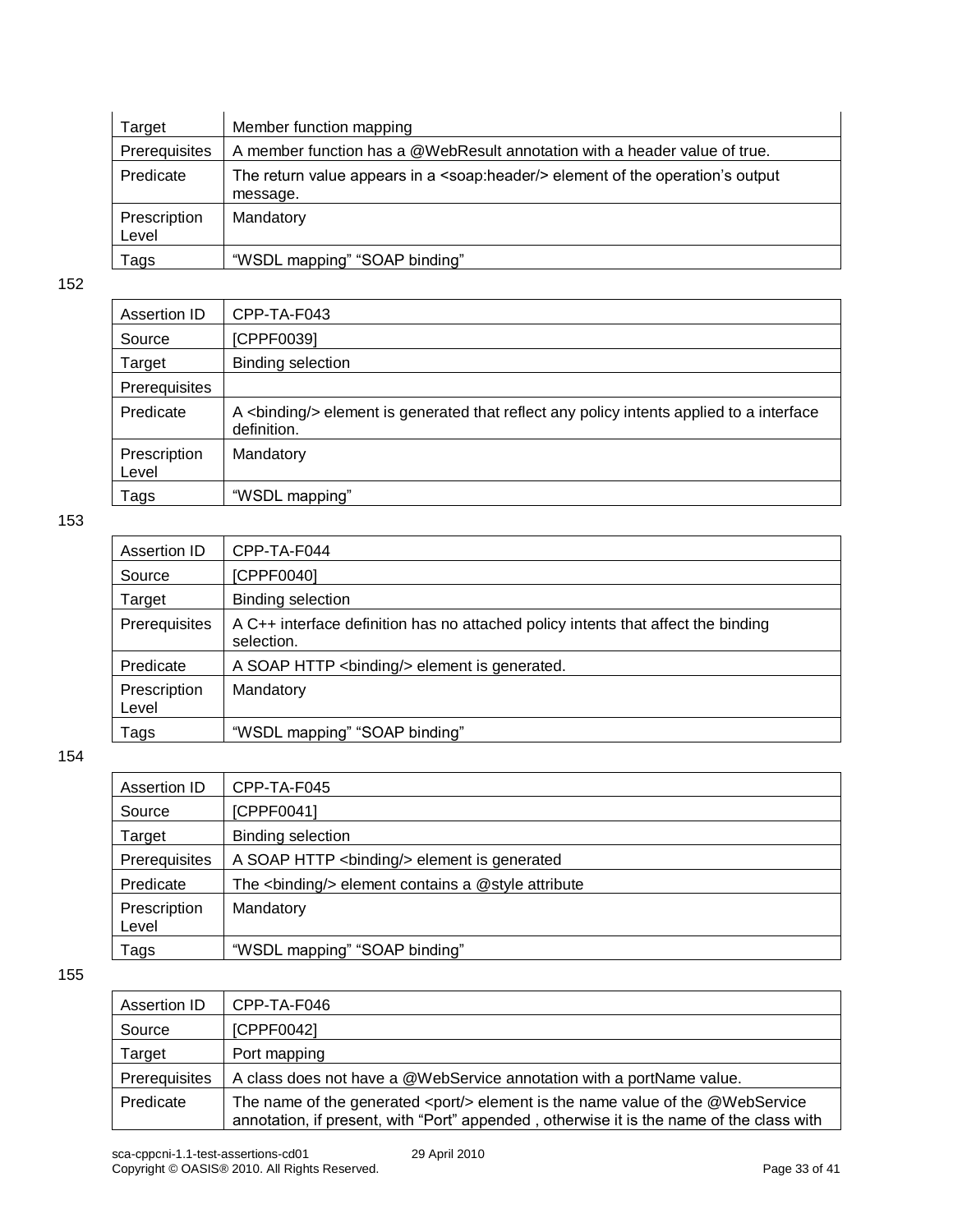| | |
|---|---|
| Target | Member function mapping |
| Prerequisites | A member function has a @WebResult annotation with a header value of true. |
| Predicate | The return value appears in a <soap:header/> element of the operation's output message. |
| Prescription Level | Mandatory |
| Tags | "WSDL mapping" "SOAP binding" |

152

| | |
|---|---|
| Assertion ID | CPP-TA-F043 |
| Source | [CPPF0039] |
| Target | Binding selection |
| Prerequisites | |
| Predicate | A <binding/> element is generated that reflect any policy intents applied to a interface definition. |
| Prescription Level | Mandatory |
| Tags | "WSDL mapping" |

153

| | |
|---|---|
| Assertion ID | CPP-TA-F044 |
| Source | [CPPF0040] |
| Target | Binding selection |
| Prerequisites | A C++ interface definition has no attached policy intents that affect the binding selection. |
| Predicate | A SOAP HTTP <binding/> element is generated. |
| Prescription Level | Mandatory |
| Tags | "WSDL mapping" "SOAP binding" |

154

| | |
|---|---|
| Assertion ID | CPP-TA-F045 |
| Source | [CPPF0041] |
| Target | Binding selection |
| Prerequisites | A SOAP HTTP <binding/> element is generated |
| Predicate | The <binding/> element contains a @style attribute |
| Prescription Level | Mandatory |
| Tags | "WSDL mapping" "SOAP binding" |

155

| | |
|---|---|
| Assertion ID | CPP-TA-F046 |
| Source | [CPPF0042] |
| Target | Port mapping |
| Prerequisites | A class does not have a @WebService annotation with a portName value. |
| Predicate | The name of the generated <port/> element is the name value of the @WebService annotation, if present, with "Port" appended , otherwise it is the name of the class with |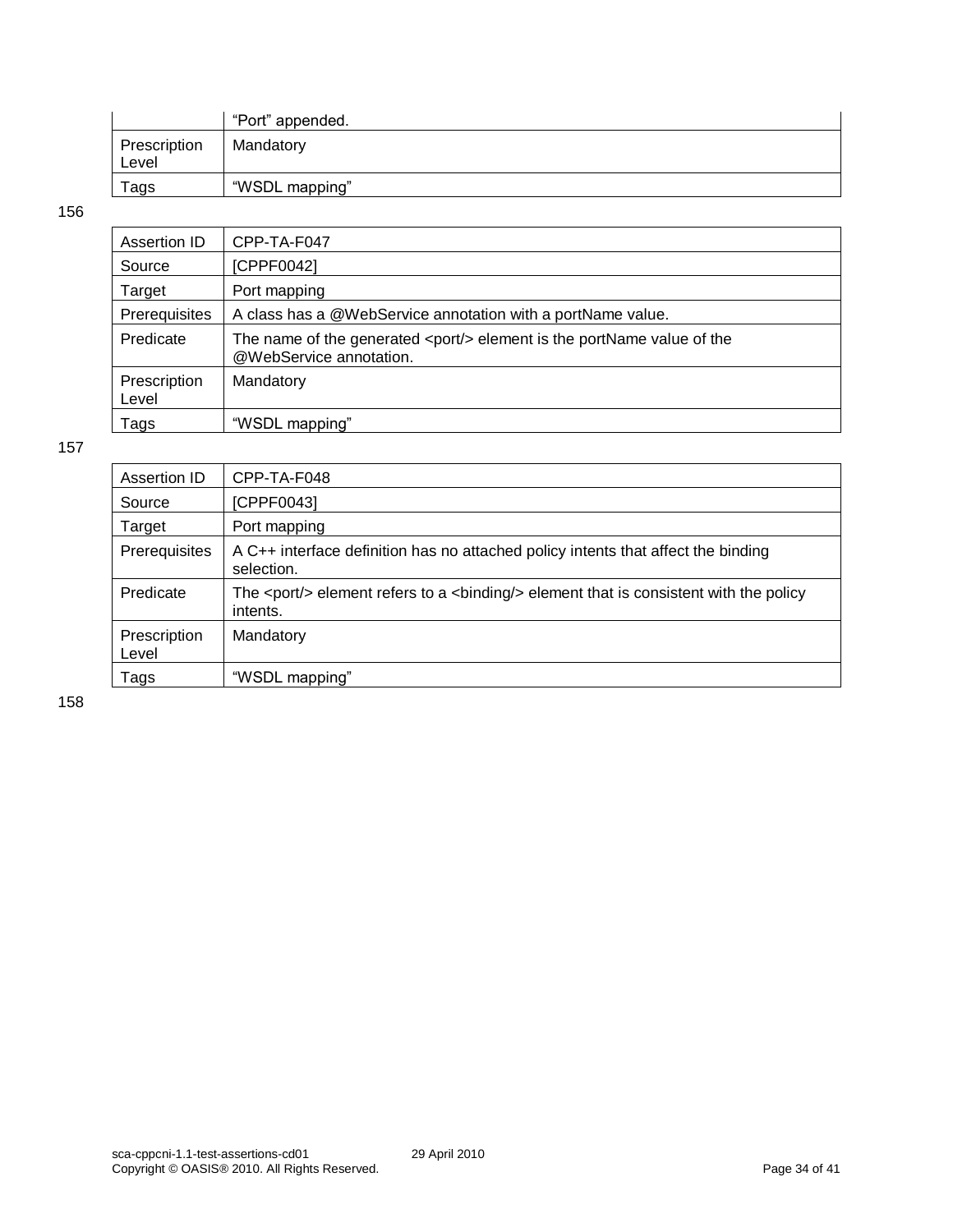| | |
|---|---|
| | “Port” appended. |
| Prescription Level | Mandatory |
| Tags | “WSDL mapping” |

156

| | |
|---|---|
| Assertion ID | CPP-TA-F047 |
| Source | [CPPF0042] |
| Target | Port mapping |
| Prerequisites | A class has a @WebService annotation with a portName value. |
| Predicate | The name of the generated <port/> element is the portName value of the @WebService annotation. |
| Prescription Level | Mandatory |
| Tags | “WSDL mapping” |

157

| | |
|---|---|
| Assertion ID | CPP-TA-F048 |
| Source | [CPPF0043] |
| Target | Port mapping |
| Prerequisites | A C++ interface definition has no attached policy intents that affect the binding selection. |
| Predicate | The <port/> element refers to a <binding/> element that is consistent with the policy intents. |
| Prescription Level | Mandatory |
| Tags | “WSDL mapping” |

158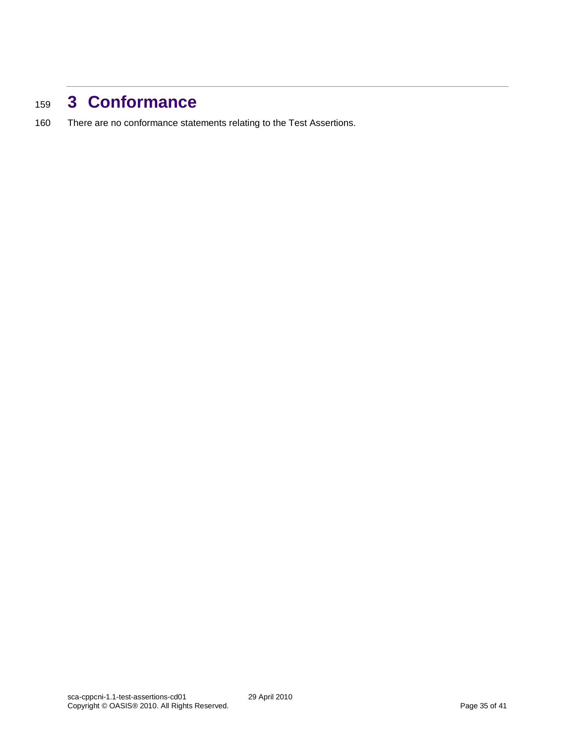# 3 Conformance

There are no conformance statements relating to the Test Assertions.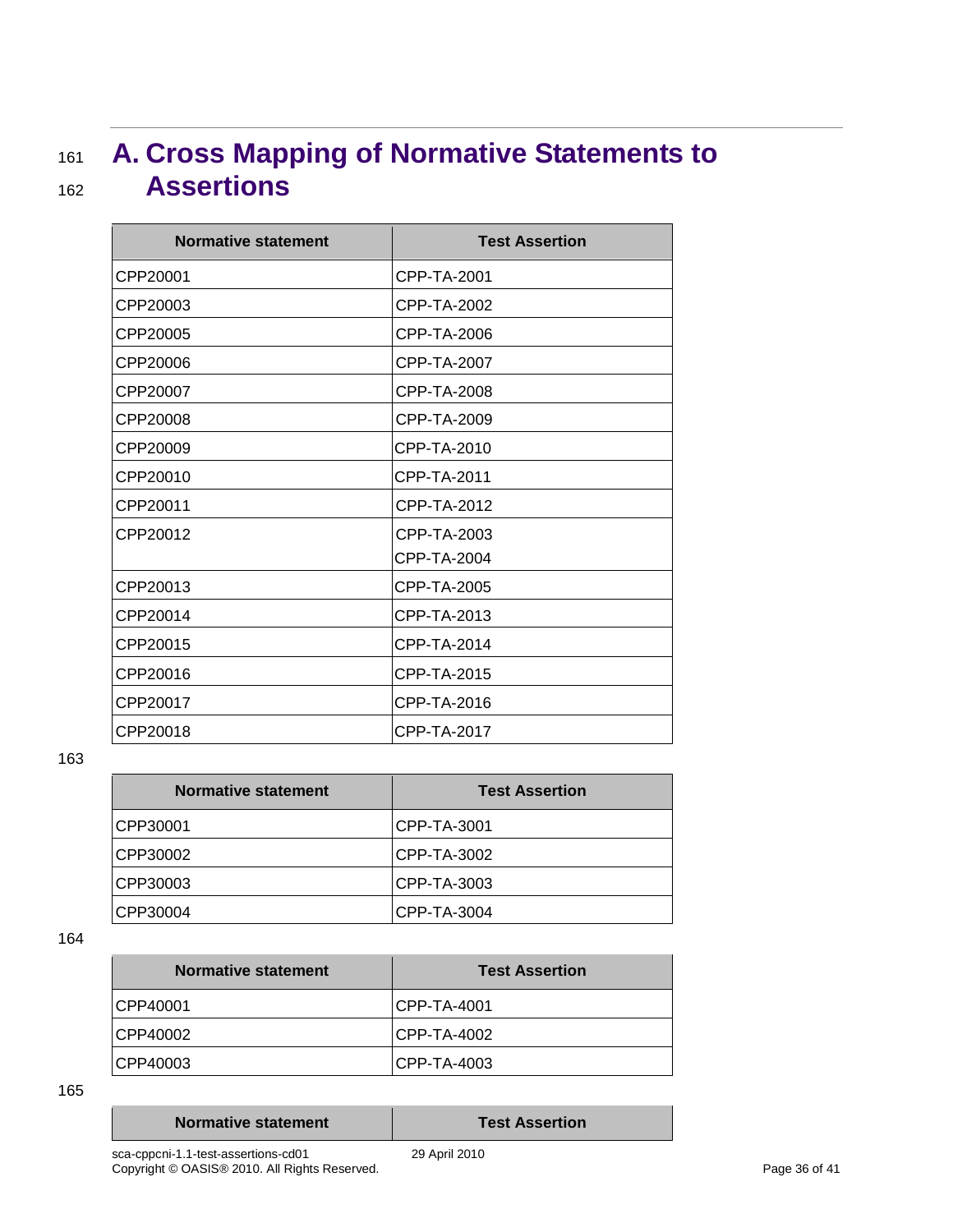# A. Cross Mapping of Normative Statements to Assertions

| Normative statement | Test Assertion |
| --- | --- |
| CPP20001 | CPP-TA-2001 |
| CPP20003 | CPP-TA-2002 |
| CPP20005 | CPP-TA-2006 |
| CPP20006 | CPP-TA-2007 |
| CPP20007 | CPP-TA-2008 |
| CPP20008 | CPP-TA-2009 |
| CPP20009 | CPP-TA-2010 |
| CPP20010 | CPP-TA-2011 |
| CPP20011 | CPP-TA-2012 |
| CPP20012 | CPP-TA-2003<br>CPP-TA-2004 |
| CPP20013 | CPP-TA-2005 |
| CPP20014 | CPP-TA-2013 |
| CPP20015 | CPP-TA-2014 |
| CPP20016 | CPP-TA-2015 |
| CPP20017 | CPP-TA-2016 |
| CPP20018 | CPP-TA-2017 |

| Normative statement | Test Assertion |
| --- | --- |
| CPP30001 | CPP-TA-3001 |
| CPP30002 | CPP-TA-3002 |
| CPP30003 | CPP-TA-3003 |
| CPP30004 | CPP-TA-3004 |

| Normative statement | Test Assertion |
| --- | --- |
| CPP40001 | CPP-TA-4001 |
| CPP40002 | CPP-TA-4002 |
| CPP40003 | CPP-TA-4003 |

| Normative statement | Test Assertion |
| --- | --- |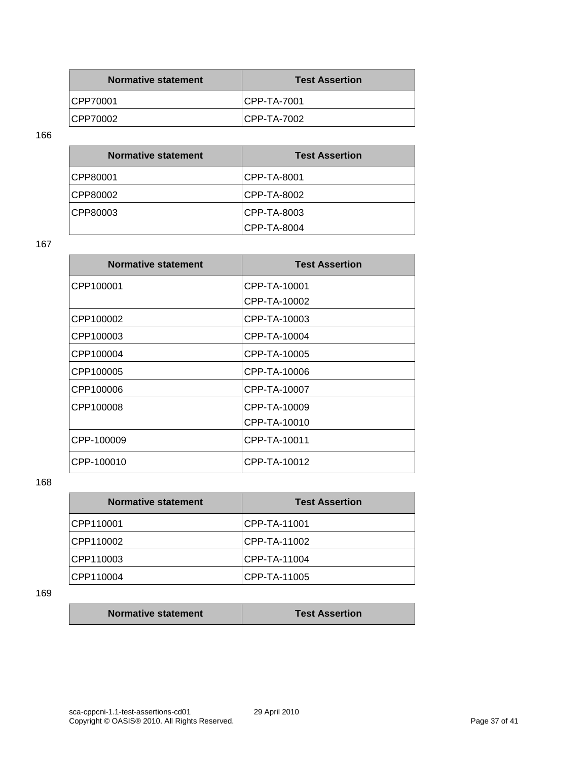| Normative statement | Test Assertion |
|---|---|
| CPP70001 | CPP-TA-7001 |
| CPP70002 | CPP-TA-7002 |

166

| Normative statement | Test Assertion |
|---|---|
| CPP80001 | CPP-TA-8001 |
| CPP80002 | CPP-TA-8002 |
| CPP80003 | CPP-TA-8003<br>CPP-TA-8004 |

167

| Normative statement | Test Assertion |
|---|---|
| CPP100001 | CPP-TA-10001<br>CPP-TA-10002 |
| CPP100002 | CPP-TA-10003 |
| CPP100003 | CPP-TA-10004 |
| CPP100004 | CPP-TA-10005 |
| CPP100005 | CPP-TA-10006 |
| CPP100006 | CPP-TA-10007 |
| CPP100008 | CPP-TA-10009<br>CPP-TA-10010 |
| CPP-100009 | CPP-TA-10011 |
| CPP-100010 | CPP-TA-10012 |

168

| Normative statement | Test Assertion |
|---|---|
| CPP110001 | CPP-TA-11001 |
| CPP110002 | CPP-TA-11002 |
| CPP110003 | CPP-TA-11004 |
| CPP110004 | CPP-TA-11005 |

169

| Normative statement | Test Assertion |
|---|---|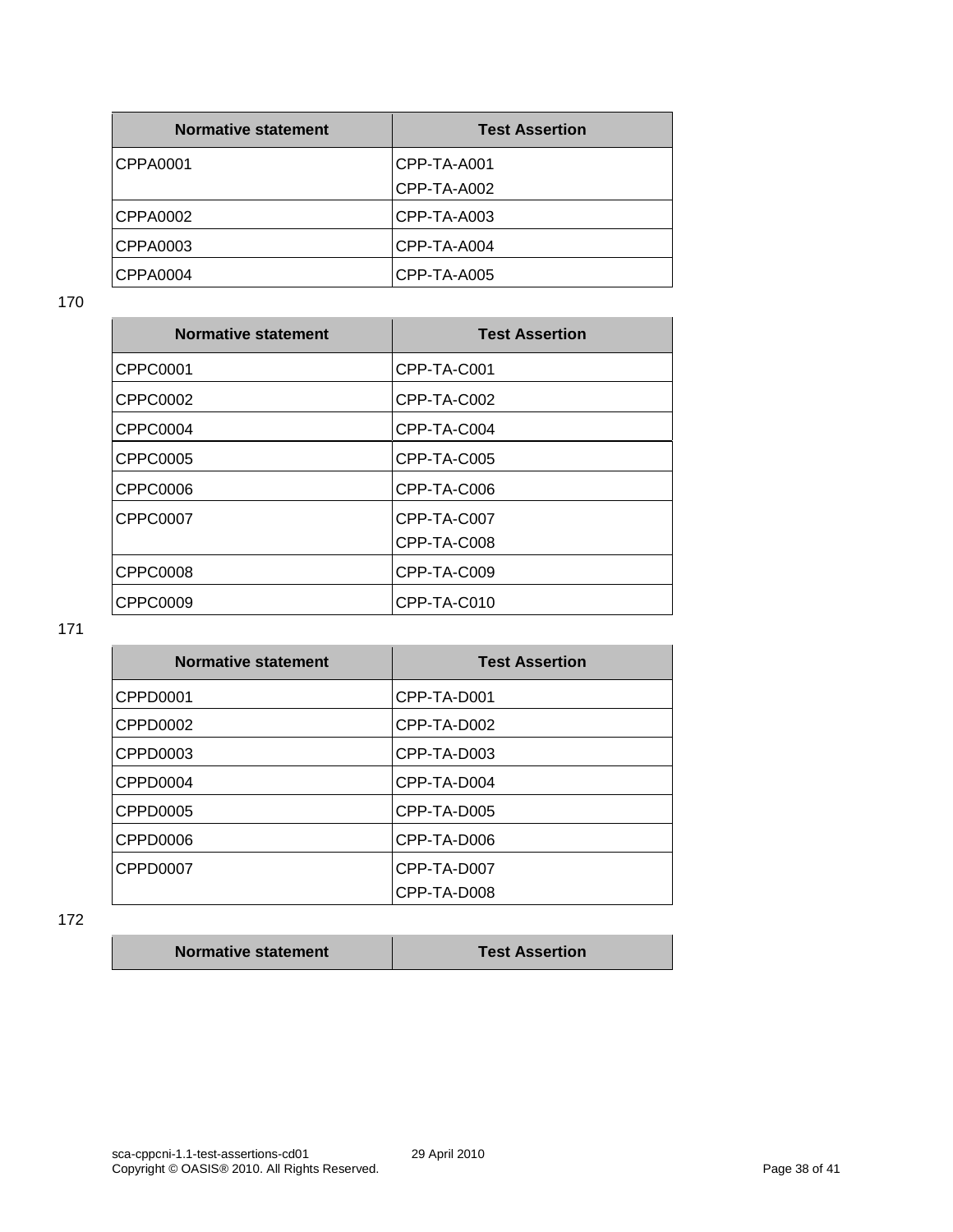| Normative statement | Test Assertion |
| --- | --- |
| CPPA0001 | CPP-TA-A001<br>CPP-TA-A002 |
| CPPA0002 | CPP-TA-A003 |
| CPPA0003 | CPP-TA-A004 |
| CPPA0004 | CPP-TA-A005 |

170

| Normative statement | Test Assertion |
| --- | --- |
| CPPC0001 | CPP-TA-C001 |
| CPPC0002 | CPP-TA-C002 |
| CPPC0004 | CPP-TA-C004 |
| CPPC0005 | CPP-TA-C005 |
| CPPC0006 | CPP-TA-C006 |
| CPPC0007 | CPP-TA-C007<br>CPP-TA-C008 |
| CPPC0008 | CPP-TA-C009 |
| CPPC0009 | CPP-TA-C010 |

171

| Normative statement | Test Assertion |
| --- | --- |
| CPPD0001 | CPP-TA-D001 |
| CPPD0002 | CPP-TA-D002 |
| CPPD0003 | CPP-TA-D003 |
| CPPD0004 | CPP-TA-D004 |
| CPPD0005 | CPP-TA-D005 |
| CPPD0006 | CPP-TA-D006 |
| CPPD0007 | CPP-TA-D007<br>CPP-TA-D008 |

172

| Normative statement | Test Assertion |
| --- | --- |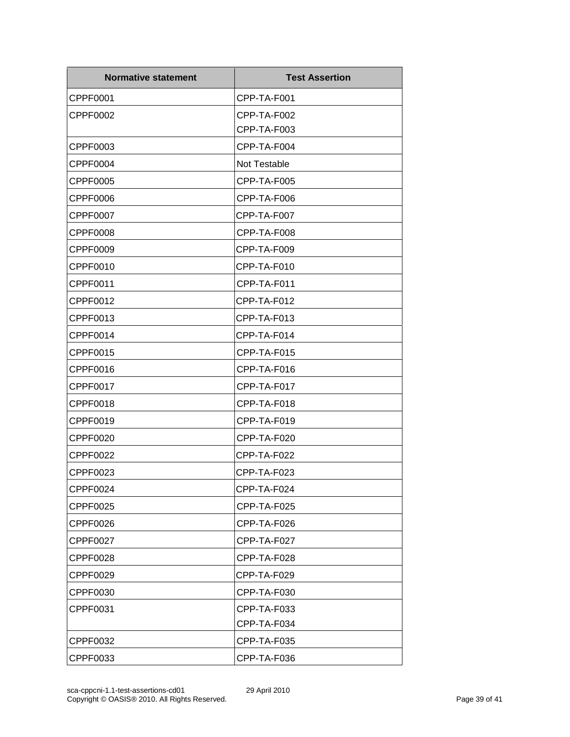| Normative statement | Test Assertion |
|---|---|
| CPPF0001 | CPP-TA-F001 |
| CPPF0002 | CPP-TA-F002<br>CPP-TA-F003 |
| CPPF0003 | CPP-TA-F004 |
| CPPF0004 | Not Testable |
| CPPF0005 | CPP-TA-F005 |
| CPPF0006 | CPP-TA-F006 |
| CPPF0007 | CPP-TA-F007 |
| CPPF0008 | CPP-TA-F008 |
| CPPF0009 | CPP-TA-F009 |
| CPPF0010 | CPP-TA-F010 |
| CPPF0011 | CPP-TA-F011 |
| CPPF0012 | CPP-TA-F012 |
| CPPF0013 | CPP-TA-F013 |
| CPPF0014 | CPP-TA-F014 |
| CPPF0015 | CPP-TA-F015 |
| CPPF0016 | CPP-TA-F016 |
| CPPF0017 | CPP-TA-F017 |
| CPPF0018 | CPP-TA-F018 |
| CPPF0019 | CPP-TA-F019 |
| CPPF0020 | CPP-TA-F020 |
| CPPF0022 | CPP-TA-F022 |
| CPPF0023 | CPP-TA-F023 |
| CPPF0024 | CPP-TA-F024 |
| CPPF0025 | CPP-TA-F025 |
| CPPF0026 | CPP-TA-F026 |
| CPPF0027 | CPP-TA-F027 |
| CPPF0028 | CPP-TA-F028 |
| CPPF0029 | CPP-TA-F029 |
| CPPF0030 | CPP-TA-F030 |
| CPPF0031 | CPP-TA-F033<br>CPP-TA-F034 |
| CPPF0032 | CPP-TA-F035 |
| CPPF0033 | CPP-TA-F036 |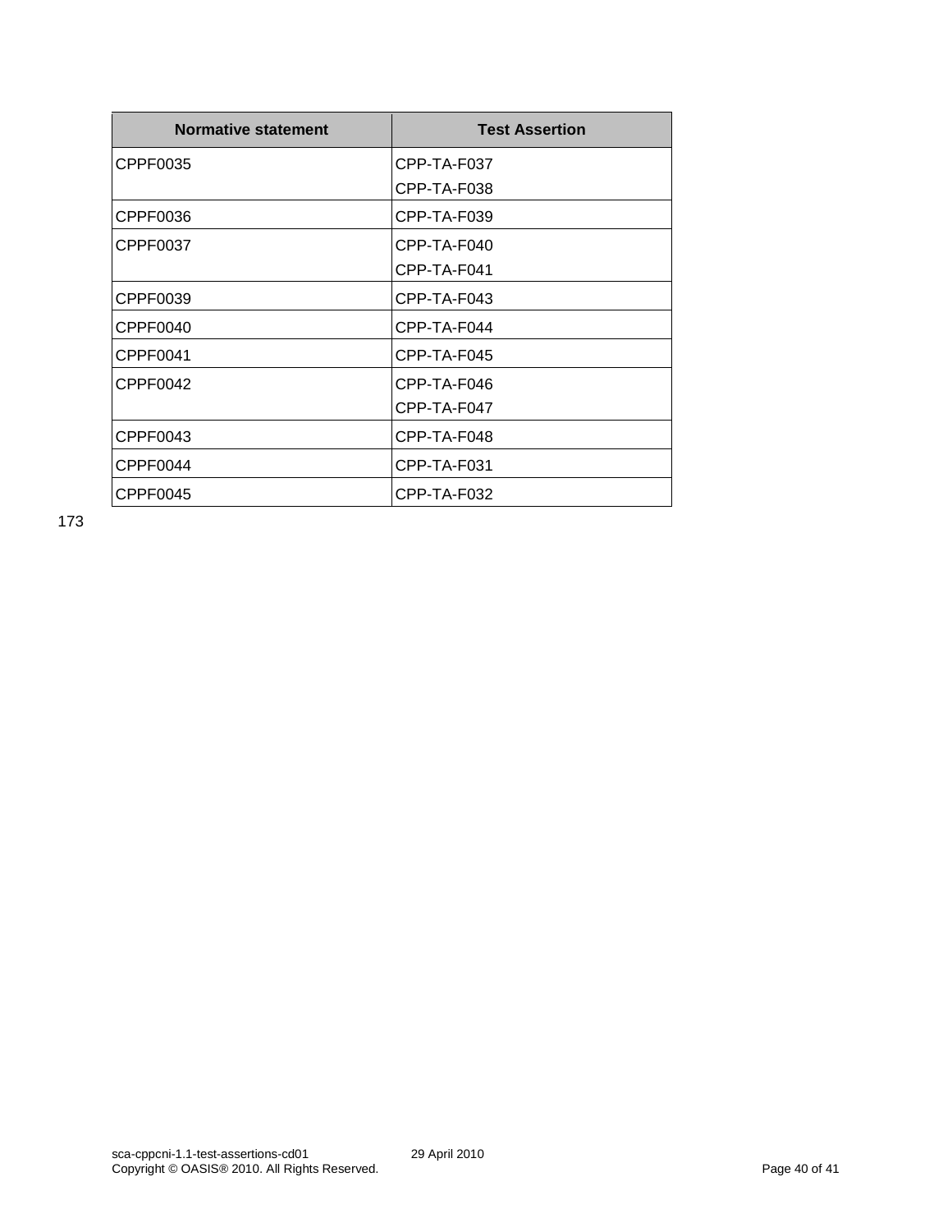| Normative statement | Test Assertion |
|---|---|
| CPPF0035 | CPP-TA-F037<br>CPP-TA-F038 |
| CPPF0036 | CPP-TA-F039 |
| CPPF0037 | CPP-TA-F040<br>CPP-TA-F041 |
| CPPF0039 | CPP-TA-F043 |
| CPPF0040 | CPP-TA-F044 |
| CPPF0041 | CPP-TA-F045 |
| CPPF0042 | CPP-TA-F046<br>CPP-TA-F047 |
| CPPF0043 | CPP-TA-F048 |
| CPPF0044 | CPP-TA-F031 |
| CPPF0045 | CPP-TA-F032 |

173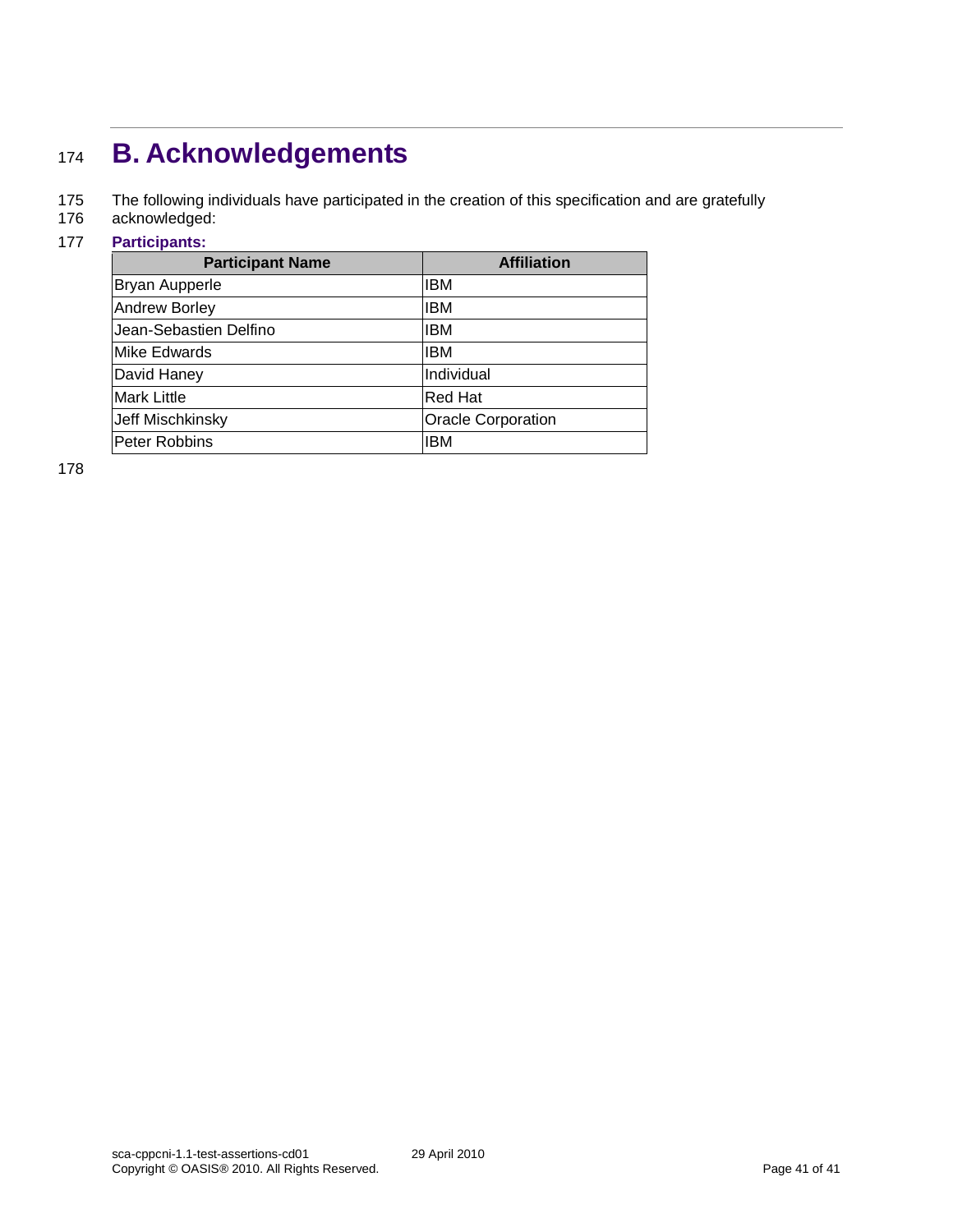# B. Acknowledgements

The following individuals have participated in the creation of this specification and are gratefully acknowledged:

**Participants:**

| Participant Name | Affiliation |
|---|---|
| Bryan Aupperle | IBM |
| Andrew Borley | IBM |
| Jean-Sebastien Delfino | IBM |
| Mike Edwards | IBM |
| David Haney | Individual |
| Mark Little | Red Hat |
| Jeff Mischkinsky | Oracle Corporation |
| Peter Robbins | IBM |